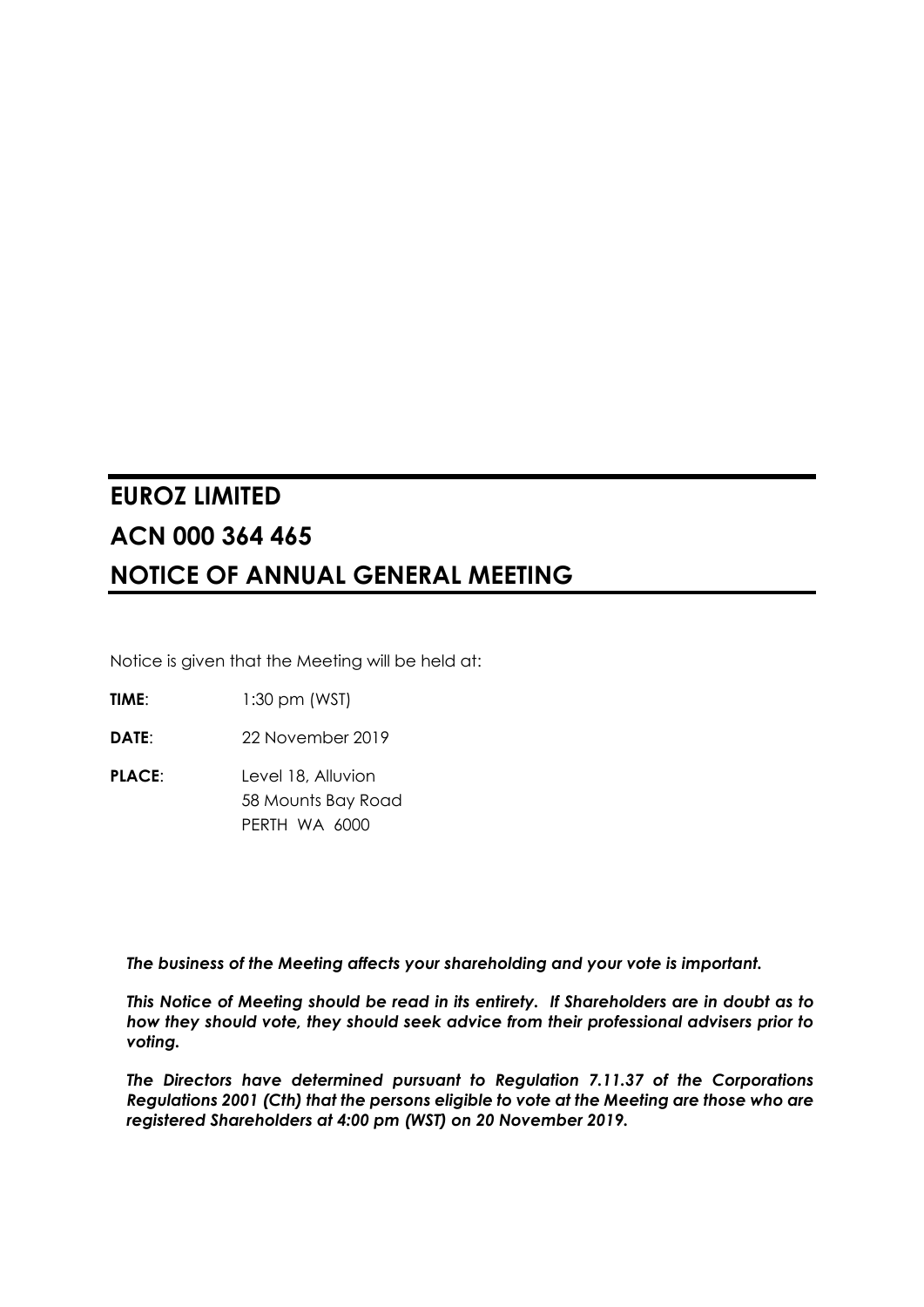# EUROZ LIMITED

# ACN 000 364 465

# NOTICE OF ANNUAL GENERAL MEETING

Notice is given that the Meeting will be held at:

**TIME**: 1:30 pm (WST)

**DATE**: 22 November 2019

**PLACE**: Level 18, Alluvion
58 Mounts Bay Road
PERTH WA 6000

***The business of the Meeting affects your shareholding and your vote is important.***

***This Notice of Meeting should be read in its entirety. If Shareholders are in doubt as to how they should vote, they should seek advice from their professional advisers prior to voting.***

***The Directors have determined pursuant to Regulation 7.11.37 of the Corporations Regulations 2001 (Cth) that the persons eligible to vote at the Meeting are those who are registered Shareholders at 4:00 pm (WST) on 20 November 2019.***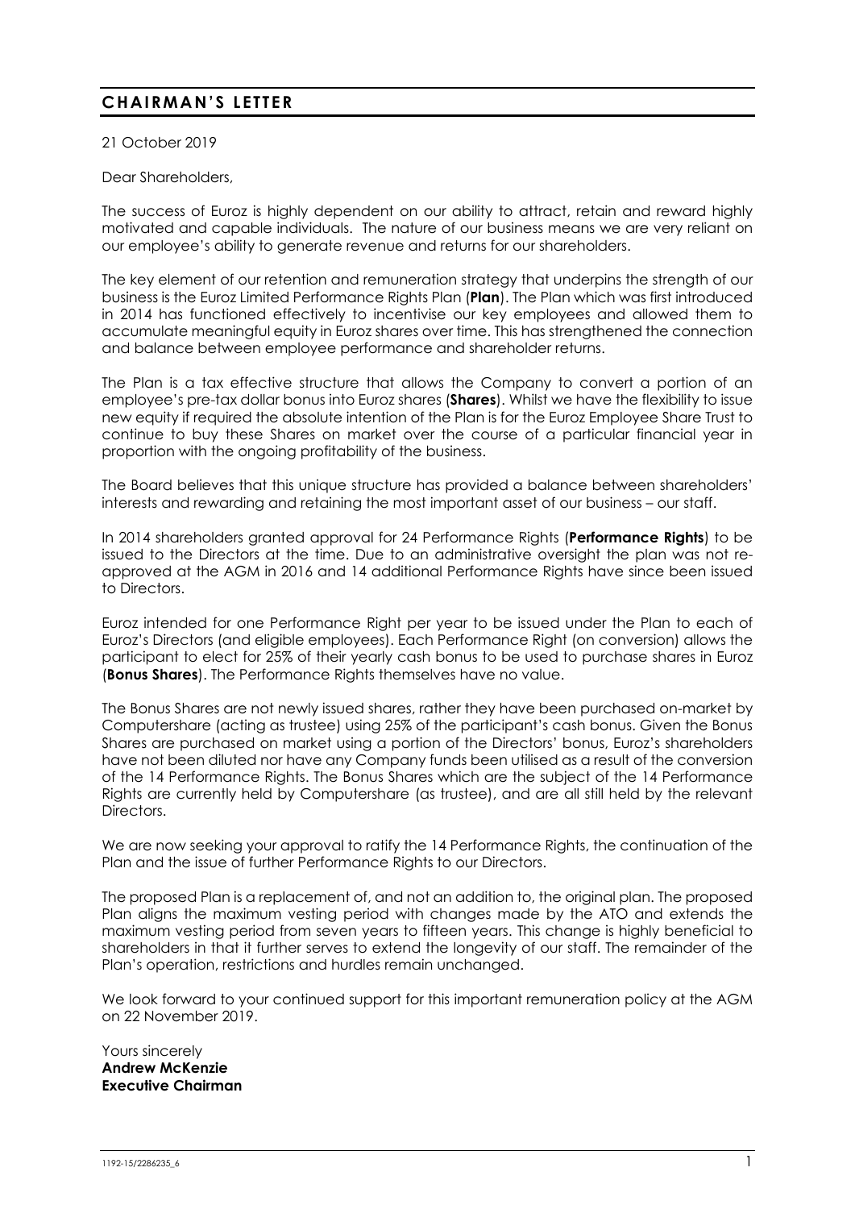## CHAIRMAN'S LETTER

21 October 2019

Dear Shareholders,

The success of Euroz is highly dependent on our ability to attract, retain and reward highly motivated and capable individuals. The nature of our business means we are very reliant on our employee's ability to generate revenue and returns for our shareholders.

The key element of our retention and remuneration strategy that underpins the strength of our business is the Euroz Limited Performance Rights Plan (**Plan**). The Plan which was first introduced in 2014 has functioned effectively to incentivise our key employees and allowed them to accumulate meaningful equity in Euroz shares over time. This has strengthened the connection and balance between employee performance and shareholder returns.

The Plan is a tax effective structure that allows the Company to convert a portion of an employee's pre-tax dollar bonus into Euroz shares (**Shares**). Whilst we have the flexibility to issue new equity if required the absolute intention of the Plan is for the Euroz Employee Share Trust to continue to buy these Shares on market over the course of a particular financial year in proportion with the ongoing profitability of the business.

The Board believes that this unique structure has provided a balance between shareholders' interests and rewarding and retaining the most important asset of our business – our staff.

In 2014 shareholders granted approval for 24 Performance Rights (**Performance Rights**) to be issued to the Directors at the time. Due to an administrative oversight the plan was not re-approved at the AGM in 2016 and 14 additional Performance Rights have since been issued to Directors.

Euroz intended for one Performance Right per year to be issued under the Plan to each of Euroz's Directors (and eligible employees). Each Performance Right (on conversion) allows the participant to elect for 25% of their yearly cash bonus to be used to purchase shares in Euroz (**Bonus Shares**). The Performance Rights themselves have no value.

The Bonus Shares are not newly issued shares, rather they have been purchased on-market by Computershare (acting as trustee) using 25% of the participant's cash bonus. Given the Bonus Shares are purchased on market using a portion of the Directors' bonus, Euroz's shareholders have not been diluted nor have any Company funds been utilised as a result of the conversion of the 14 Performance Rights. The Bonus Shares which are the subject of the 14 Performance Rights are currently held by Computershare (as trustee), and are all still held by the relevant Directors.

We are now seeking your approval to ratify the 14 Performance Rights, the continuation of the Plan and the issue of further Performance Rights to our Directors.

The proposed Plan is a replacement of, and not an addition to, the original plan. The proposed Plan aligns the maximum vesting period with changes made by the ATO and extends the maximum vesting period from seven years to fifteen years. This change is highly beneficial to shareholders in that it further serves to extend the longevity of our staff. The remainder of the Plan's operation, restrictions and hurdles remain unchanged.

We look forward to your continued support for this important remuneration policy at the AGM on 22 November 2019.

Yours sincerely
**Andrew McKenzie**
**Executive Chairman**

1192-15/2286235_6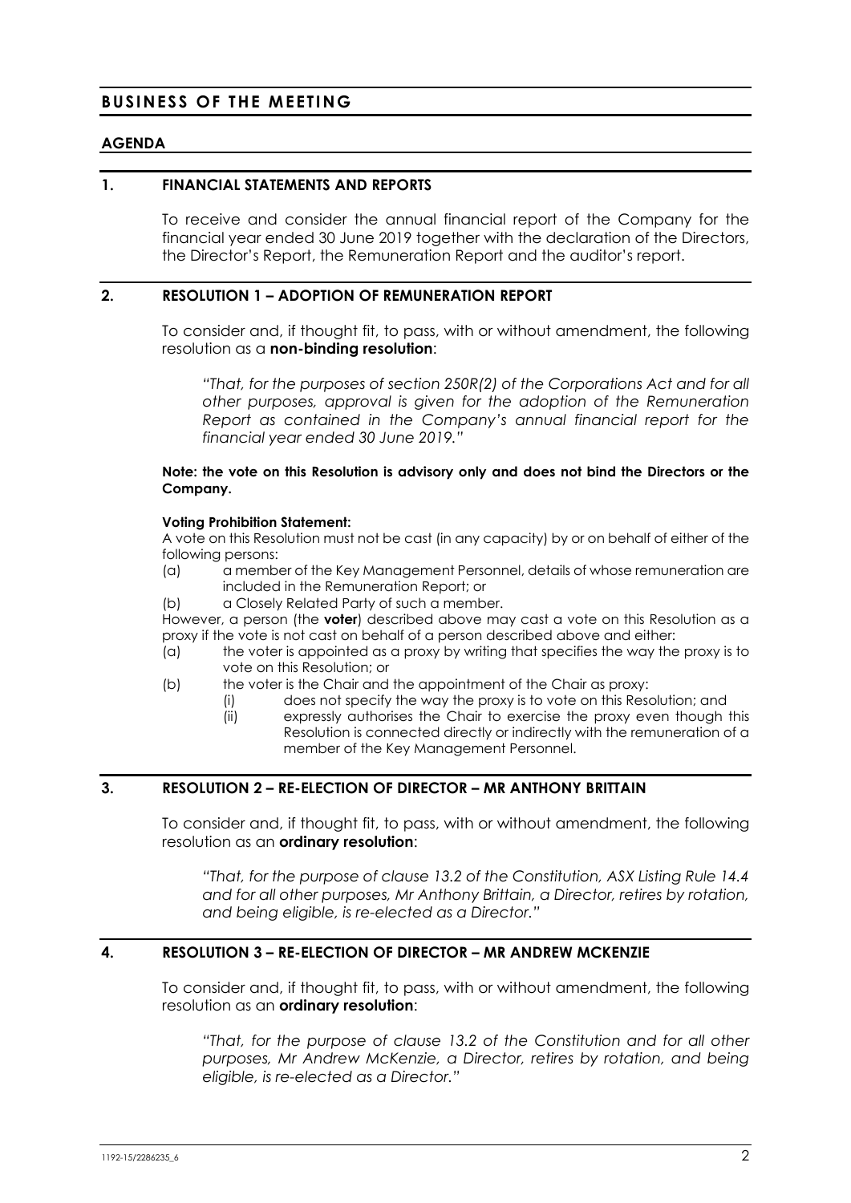# BUSINESS OF THE MEETING

## AGENDA

### 1. FINANCIAL STATEMENTS AND REPORTS

To receive and consider the annual financial report of the Company for the financial year ended 30 June 2019 together with the declaration of the Directors, the Director's Report, the Remuneration Report and the auditor's report.

### 2. RESOLUTION 1 – ADOPTION OF REMUNERATION REPORT

To consider and, if thought fit, to pass, with or without amendment, the following resolution as a **non-binding resolution**:

> *"That, for the purposes of section 250R(2) of the Corporations Act and for all other purposes, approval is given for the adoption of the Remuneration Report as contained in the Company's annual financial report for the financial year ended 30 June 2019."*

**Note: the vote on this Resolution is advisory only and does not bind the Directors or the Company.**

**Voting Prohibition Statement:**

A vote on this Resolution must not be cast (in any capacity) by or on behalf of either of the following persons:

(a) a member of the Key Management Personnel, details of whose remuneration are included in the Remuneration Report; or

(b) a Closely Related Party of such a member.

However, a person (the **voter**) described above may cast a vote on this Resolution as a proxy if the vote is not cast on behalf of a person described above and either:

(a) the voter is appointed as a proxy by writing that specifies the way the proxy is to vote on this Resolution; or

(b) the voter is the Chair and the appointment of the Chair as proxy:

(i) does not specify the way the proxy is to vote on this Resolution; and

(ii) expressly authorises the Chair to exercise the proxy even though this Resolution is connected directly or indirectly with the remuneration of a member of the Key Management Personnel.

### 3. RESOLUTION 2 – RE-ELECTION OF DIRECTOR – MR ANTHONY BRITTAIN

To consider and, if thought fit, to pass, with or without amendment, the following resolution as an **ordinary resolution**:

> *"That, for the purpose of clause 13.2 of the Constitution, ASX Listing Rule 14.4 and for all other purposes, Mr Anthony Brittain, a Director, retires by rotation, and being eligible, is re-elected as a Director."*

### 4. RESOLUTION 3 – RE-ELECTION OF DIRECTOR – MR ANDREW MCKENZIE

To consider and, if thought fit, to pass, with or without amendment, the following resolution as an **ordinary resolution**:

> *"That, for the purpose of clause 13.2 of the Constitution and for all other purposes, Mr Andrew McKenzie, a Director, retires by rotation, and being eligible, is re-elected as a Director."*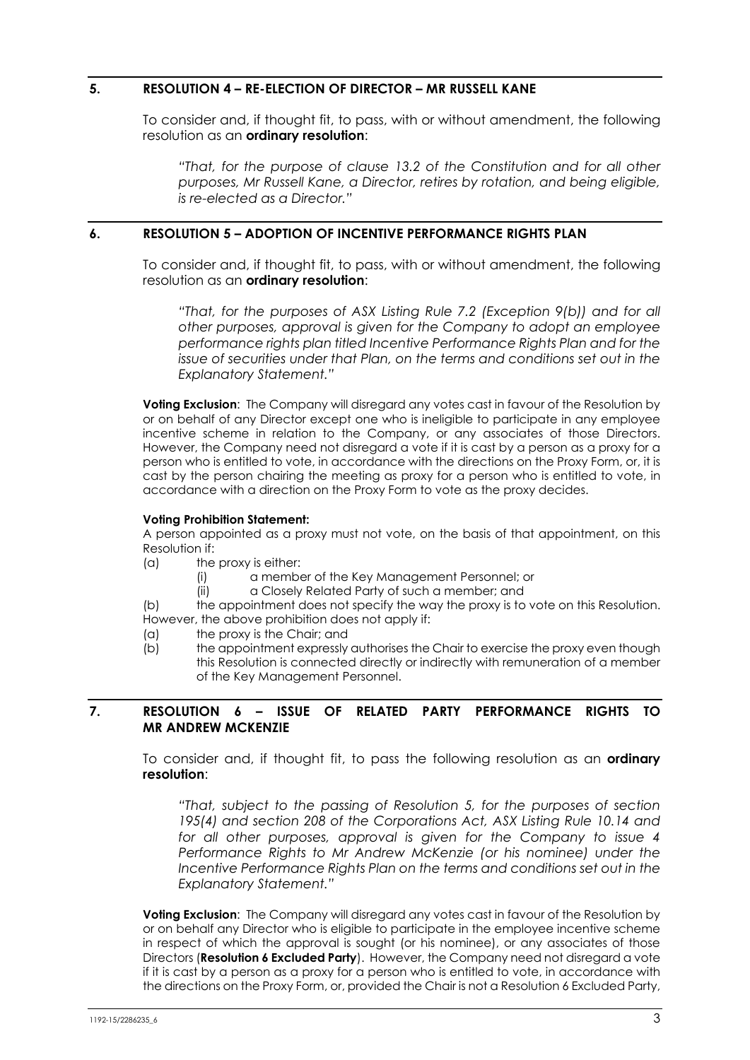## 5. RESOLUTION 4 – RE-ELECTION OF DIRECTOR – MR RUSSELL KANE

To consider and, if thought fit, to pass, with or without amendment, the following resolution as an **ordinary resolution**:

*"That, for the purpose of clause 13.2 of the Constitution and for all other purposes, Mr Russell Kane, a Director, retires by rotation, and being eligible, is re-elected as a Director."*

## 6. RESOLUTION 5 – ADOPTION OF INCENTIVE PERFORMANCE RIGHTS PLAN

To consider and, if thought fit, to pass, with or without amendment, the following resolution as an **ordinary resolution**:

*"That, for the purposes of ASX Listing Rule 7.2 (Exception 9(b)) and for all other purposes, approval is given for the Company to adopt an employee performance rights plan titled Incentive Performance Rights Plan and for the issue of securities under that Plan, on the terms and conditions set out in the Explanatory Statement."*

**Voting Exclusion**: The Company will disregard any votes cast in favour of the Resolution by or on behalf of any Director except one who is ineligible to participate in any employee incentive scheme in relation to the Company, or any associates of those Directors. However, the Company need not disregard a vote if it is cast by a person as a proxy for a person who is entitled to vote, in accordance with the directions on the Proxy Form, or, it is cast by the person chairing the meeting as proxy for a person who is entitled to vote, in accordance with a direction on the Proxy Form to vote as the proxy decides.

**Voting Prohibition Statement:**

A person appointed as a proxy must not vote, on the basis of that appointment, on this Resolution if:

(a) the proxy is either:
  (i) a member of the Key Management Personnel; or
  (ii) a Closely Related Party of such a member; and

(b) the appointment does not specify the way the proxy is to vote on this Resolution.

However, the above prohibition does not apply if:

(a) the proxy is the Chair; and

(b) the appointment expressly authorises the Chair to exercise the proxy even though this Resolution is connected directly or indirectly with remuneration of a member of the Key Management Personnel.

## 7. RESOLUTION 6 – ISSUE OF RELATED PARTY PERFORMANCE RIGHTS TO MR ANDREW MCKENZIE

To consider and, if thought fit, to pass the following resolution as an **ordinary resolution**:

*"That, subject to the passing of Resolution 5, for the purposes of section 195(4) and section 208 of the Corporations Act, ASX Listing Rule 10.14 and for all other purposes, approval is given for the Company to issue 4 Performance Rights to Mr Andrew McKenzie (or his nominee) under the Incentive Performance Rights Plan on the terms and conditions set out in the Explanatory Statement."*

**Voting Exclusion**: The Company will disregard any votes cast in favour of the Resolution by or on behalf any Director who is eligible to participate in the employee incentive scheme in respect of which the approval is sought (or his nominee), or any associates of those Directors (**Resolution 6 Excluded Party**). However, the Company need not disregard a vote if it is cast by a person as a proxy for a person who is entitled to vote, in accordance with the directions on the Proxy Form, or, provided the Chair is not a Resolution 6 Excluded Party,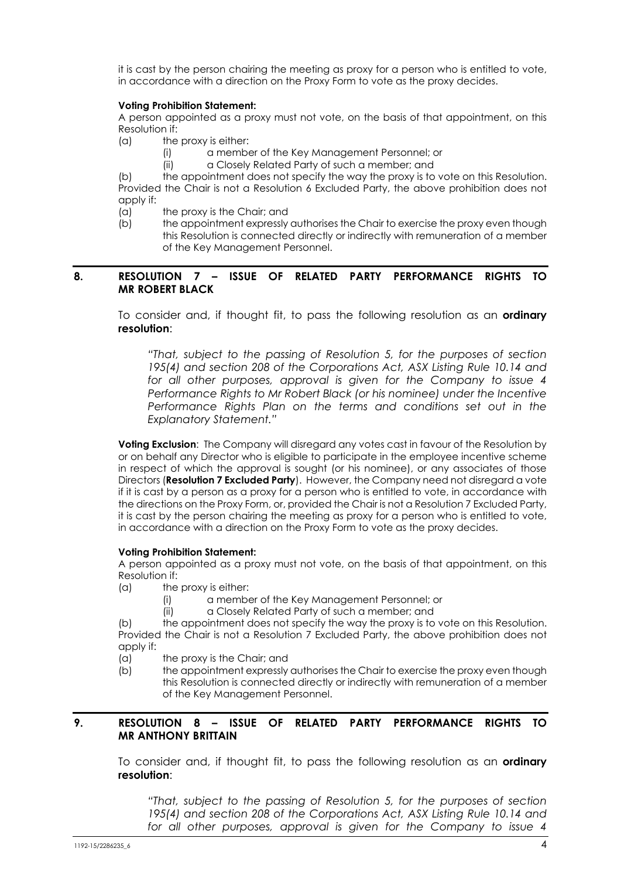it is cast by the person chairing the meeting as proxy for a person who is entitled to vote, in accordance with a direction on the Proxy Form to vote as the proxy decides.

**Voting Prohibition Statement:**

A person appointed as a proxy must not vote, on the basis of that appointment, on this Resolution if:

(a) the proxy is either:

  (i) a member of the Key Management Personnel; or

  (ii) a Closely Related Party of such a member; and

(b) the appointment does not specify the way the proxy is to vote on this Resolution.

Provided the Chair is not a Resolution 6 Excluded Party, the above prohibition does not apply if:

(a) the proxy is the Chair; and

(b) the appointment expressly authorises the Chair to exercise the proxy even though this Resolution is connected directly or indirectly with remuneration of a member of the Key Management Personnel.

## 8. RESOLUTION 7 – ISSUE OF RELATED PARTY PERFORMANCE RIGHTS TO MR ROBERT BLACK

To consider and, if thought fit, to pass the following resolution as an **ordinary resolution**:

*"That, subject to the passing of Resolution 5, for the purposes of section 195(4) and section 208 of the Corporations Act, ASX Listing Rule 10.14 and for all other purposes, approval is given for the Company to issue 4 Performance Rights to Mr Robert Black (or his nominee) under the Incentive Performance Rights Plan on the terms and conditions set out in the Explanatory Statement."*

**Voting Exclusion**: The Company will disregard any votes cast in favour of the Resolution by or on behalf any Director who is eligible to participate in the employee incentive scheme in respect of which the approval is sought (or his nominee), or any associates of those Directors (**Resolution 7 Excluded Party**). However, the Company need not disregard a vote if it is cast by a person as a proxy for a person who is entitled to vote, in accordance with the directions on the Proxy Form, or, provided the Chair is not a Resolution 7 Excluded Party, it is cast by the person chairing the meeting as proxy for a person who is entitled to vote, in accordance with a direction on the Proxy Form to vote as the proxy decides.

**Voting Prohibition Statement:**

A person appointed as a proxy must not vote, on the basis of that appointment, on this Resolution if:

(a) the proxy is either:

  (i) a member of the Key Management Personnel; or

  (ii) a Closely Related Party of such a member; and

(b) the appointment does not specify the way the proxy is to vote on this Resolution.

Provided the Chair is not a Resolution 7 Excluded Party, the above prohibition does not apply if:

(a) the proxy is the Chair; and

(b) the appointment expressly authorises the Chair to exercise the proxy even though this Resolution is connected directly or indirectly with remuneration of a member of the Key Management Personnel.

## 9. RESOLUTION 8 – ISSUE OF RELATED PARTY PERFORMANCE RIGHTS TO MR ANTHONY BRITTAIN

To consider and, if thought fit, to pass the following resolution as an **ordinary resolution**:

*"That, subject to the passing of Resolution 5, for the purposes of section 195(4) and section 208 of the Corporations Act, ASX Listing Rule 10.14 and for all other purposes, approval is given for the Company to issue 4*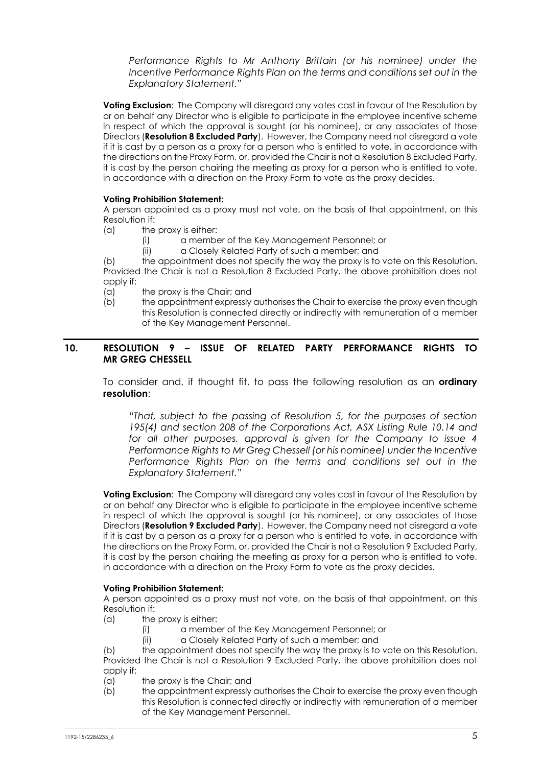*Performance Rights to Mr Anthony Brittain (or his nominee) under the Incentive Performance Rights Plan on the terms and conditions set out in the Explanatory Statement."*

**Voting Exclusion**: The Company will disregard any votes cast in favour of the Resolution by or on behalf any Director who is eligible to participate in the employee incentive scheme in respect of which the approval is sought (or his nominee), or any associates of those Directors (**Resolution 8 Excluded Party**). However, the Company need not disregard a vote if it is cast by a person as a proxy for a person who is entitled to vote, in accordance with the directions on the Proxy Form, or, provided the Chair is not a Resolution 8 Excluded Party, it is cast by the person chairing the meeting as proxy for a person who is entitled to vote, in accordance with a direction on the Proxy Form to vote as the proxy decides.

**Voting Prohibition Statement:**

A person appointed as a proxy must not vote, on the basis of that appointment, on this Resolution if:

(a) the proxy is either:
   (i) a member of the Key Management Personnel; or
   (ii) a Closely Related Party of such a member; and

(b) the appointment does not specify the way the proxy is to vote on this Resolution.

Provided the Chair is not a Resolution 8 Excluded Party, the above prohibition does not apply if:

(a) the proxy is the Chair; and

(b) the appointment expressly authorises the Chair to exercise the proxy even though this Resolution is connected directly or indirectly with remuneration of a member of the Key Management Personnel.

## 10. RESOLUTION 9 – ISSUE OF RELATED PARTY PERFORMANCE RIGHTS TO MR GREG CHESSELL

To consider and, if thought fit, to pass the following resolution as an **ordinary resolution**:

*"That, subject to the passing of Resolution 5, for the purposes of section 195(4) and section 208 of the Corporations Act, ASX Listing Rule 10.14 and for all other purposes, approval is given for the Company to issue 4 Performance Rights to Mr Greg Chessell (or his nominee) under the Incentive Performance Rights Plan on the terms and conditions set out in the Explanatory Statement."*

**Voting Exclusion**: The Company will disregard any votes cast in favour of the Resolution by or on behalf any Director who is eligible to participate in the employee incentive scheme in respect of which the approval is sought (or his nominee), or any associates of those Directors (**Resolution 9 Excluded Party**). However, the Company need not disregard a vote if it is cast by a person as a proxy for a person who is entitled to vote, in accordance with the directions on the Proxy Form, or, provided the Chair is not a Resolution 9 Excluded Party, it is cast by the person chairing the meeting as proxy for a person who is entitled to vote, in accordance with a direction on the Proxy Form to vote as the proxy decides.

**Voting Prohibition Statement:**

A person appointed as a proxy must not vote, on the basis of that appointment, on this Resolution if:

(a) the proxy is either:
   (i) a member of the Key Management Personnel; or
   (ii) a Closely Related Party of such a member; and

(b) the appointment does not specify the way the proxy is to vote on this Resolution.

Provided the Chair is not a Resolution 9 Excluded Party, the above prohibition does not apply if:

(a) the proxy is the Chair; and

(b) the appointment expressly authorises the Chair to exercise the proxy even though this Resolution is connected directly or indirectly with remuneration of a member of the Key Management Personnel.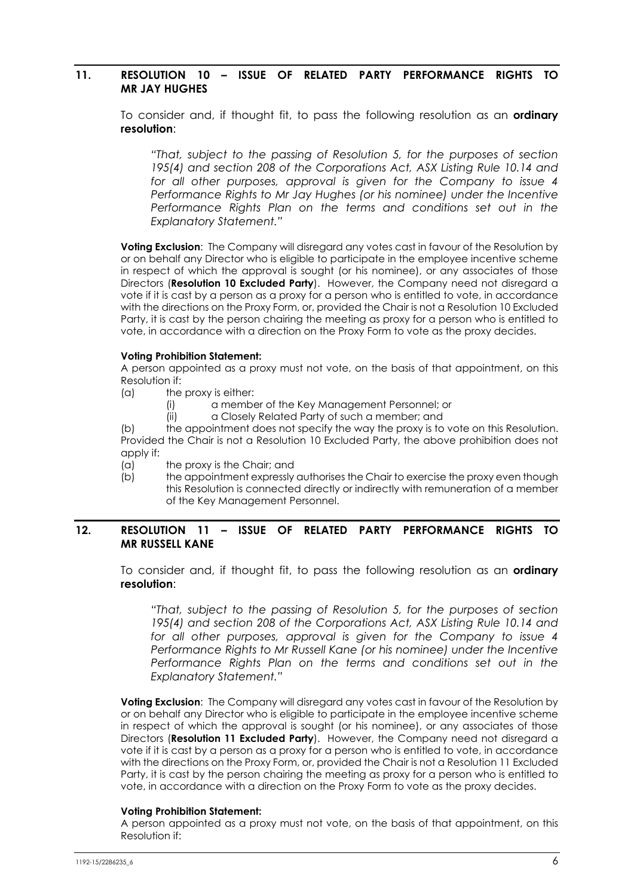## 11. RESOLUTION 10 – ISSUE OF RELATED PARTY PERFORMANCE RIGHTS TO MR JAY HUGHES

To consider and, if thought fit, to pass the following resolution as an **ordinary resolution**:

*"That, subject to the passing of Resolution 5, for the purposes of section 195(4) and section 208 of the Corporations Act, ASX Listing Rule 10.14 and for all other purposes, approval is given for the Company to issue 4 Performance Rights to Mr Jay Hughes (or his nominee) under the Incentive Performance Rights Plan on the terms and conditions set out in the Explanatory Statement."*

**Voting Exclusion**: The Company will disregard any votes cast in favour of the Resolution by or on behalf any Director who is eligible to participate in the employee incentive scheme in respect of which the approval is sought (or his nominee), or any associates of those Directors (**Resolution 10 Excluded Party**). However, the Company need not disregard a vote if it is cast by a person as a proxy for a person who is entitled to vote, in accordance with the directions on the Proxy Form, or, provided the Chair is not a Resolution 10 Excluded Party, it is cast by the person chairing the meeting as proxy for a person who is entitled to vote, in accordance with a direction on the Proxy Form to vote as the proxy decides.

**Voting Prohibition Statement:**

A person appointed as a proxy must not vote, on the basis of that appointment, on this Resolution if:

(a) the proxy is either:

(i) a member of the Key Management Personnel; or

(ii) a Closely Related Party of such a member; and

(b) the appointment does not specify the way the proxy is to vote on this Resolution.

Provided the Chair is not a Resolution 10 Excluded Party, the above prohibition does not apply if:

(a) the proxy is the Chair; and

(b) the appointment expressly authorises the Chair to exercise the proxy even though this Resolution is connected directly or indirectly with remuneration of a member of the Key Management Personnel.

## 12. RESOLUTION 11 – ISSUE OF RELATED PARTY PERFORMANCE RIGHTS TO MR RUSSELL KANE

To consider and, if thought fit, to pass the following resolution as an **ordinary resolution**:

*"That, subject to the passing of Resolution 5, for the purposes of section 195(4) and section 208 of the Corporations Act, ASX Listing Rule 10.14 and for all other purposes, approval is given for the Company to issue 4 Performance Rights to Mr Russell Kane (or his nominee) under the Incentive Performance Rights Plan on the terms and conditions set out in the Explanatory Statement."*

**Voting Exclusion**: The Company will disregard any votes cast in favour of the Resolution by or on behalf any Director who is eligible to participate in the employee incentive scheme in respect of which the approval is sought (or his nominee), or any associates of those Directors (**Resolution 11 Excluded Party**). However, the Company need not disregard a vote if it is cast by a person as a proxy for a person who is entitled to vote, in accordance with the directions on the Proxy Form, or, provided the Chair is not a Resolution 11 Excluded Party, it is cast by the person chairing the meeting as proxy for a person who is entitled to vote, in accordance with a direction on the Proxy Form to vote as the proxy decides.

**Voting Prohibition Statement:**

A person appointed as a proxy must not vote, on the basis of that appointment, on this Resolution if: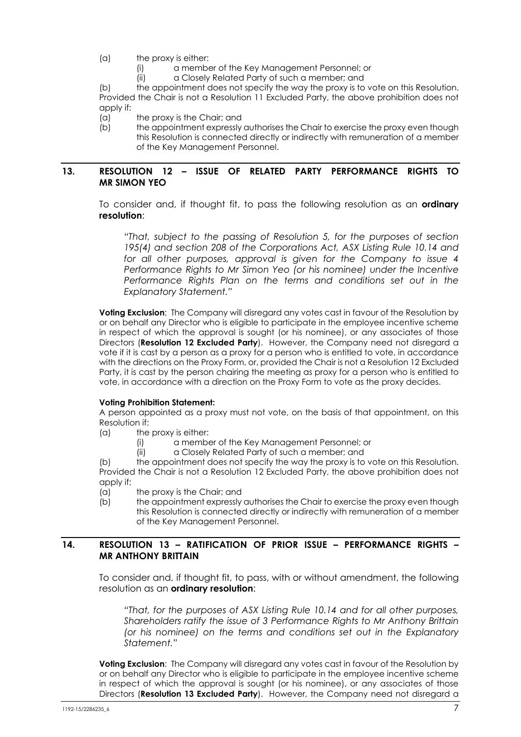(a) the proxy is either:

(i) a member of the Key Management Personnel; or

(ii) a Closely Related Party of such a member; and

(b) the appointment does not specify the way the proxy is to vote on this Resolution.

Provided the Chair is not a Resolution 11 Excluded Party, the above prohibition does not apply if:

(a) the proxy is the Chair; and

(b) the appointment expressly authorises the Chair to exercise the proxy even though this Resolution is connected directly or indirectly with remuneration of a member of the Key Management Personnel.

## 13. RESOLUTION 12 – ISSUE OF RELATED PARTY PERFORMANCE RIGHTS TO MR SIMON YEO

To consider and, if thought fit, to pass the following resolution as an **ordinary resolution**:

*"That, subject to the passing of Resolution 5, for the purposes of section 195(4) and section 208 of the Corporations Act, ASX Listing Rule 10.14 and for all other purposes, approval is given for the Company to issue 4 Performance Rights to Mr Simon Yeo (or his nominee) under the Incentive Performance Rights Plan on the terms and conditions set out in the Explanatory Statement."*

**Voting Exclusion**: The Company will disregard any votes cast in favour of the Resolution by or on behalf any Director who is eligible to participate in the employee incentive scheme in respect of which the approval is sought (or his nominee), or any associates of those Directors (**Resolution 12 Excluded Party**). However, the Company need not disregard a vote if it is cast by a person as a proxy for a person who is entitled to vote, in accordance with the directions on the Proxy Form, or, provided the Chair is not a Resolution 12 Excluded Party, it is cast by the person chairing the meeting as proxy for a person who is entitled to vote, in accordance with a direction on the Proxy Form to vote as the proxy decides.

**Voting Prohibition Statement:**

A person appointed as a proxy must not vote, on the basis of that appointment, on this Resolution if:

(a) the proxy is either:

(i) a member of the Key Management Personnel; or

(ii) a Closely Related Party of such a member; and

(b) the appointment does not specify the way the proxy is to vote on this Resolution.

Provided the Chair is not a Resolution 12 Excluded Party, the above prohibition does not apply if:

(a) the proxy is the Chair; and

(b) the appointment expressly authorises the Chair to exercise the proxy even though this Resolution is connected directly or indirectly with remuneration of a member of the Key Management Personnel.

## 14. RESOLUTION 13 – RATIFICATION OF PRIOR ISSUE – PERFORMANCE RIGHTS – MR ANTHONY BRITTAIN

To consider and, if thought fit, to pass, with or without amendment, the following resolution as an **ordinary resolution**:

*"That, for the purposes of ASX Listing Rule 10.14 and for all other purposes, Shareholders ratify the issue of 3 Performance Rights to Mr Anthony Brittain (or his nominee) on the terms and conditions set out in the Explanatory Statement."*

**Voting Exclusion**: The Company will disregard any votes cast in favour of the Resolution by or on behalf any Director who is eligible to participate in the employee incentive scheme in respect of which the approval is sought (or his nominee), or any associates of those Directors (**Resolution 13 Excluded Party**). However, the Company need not disregard a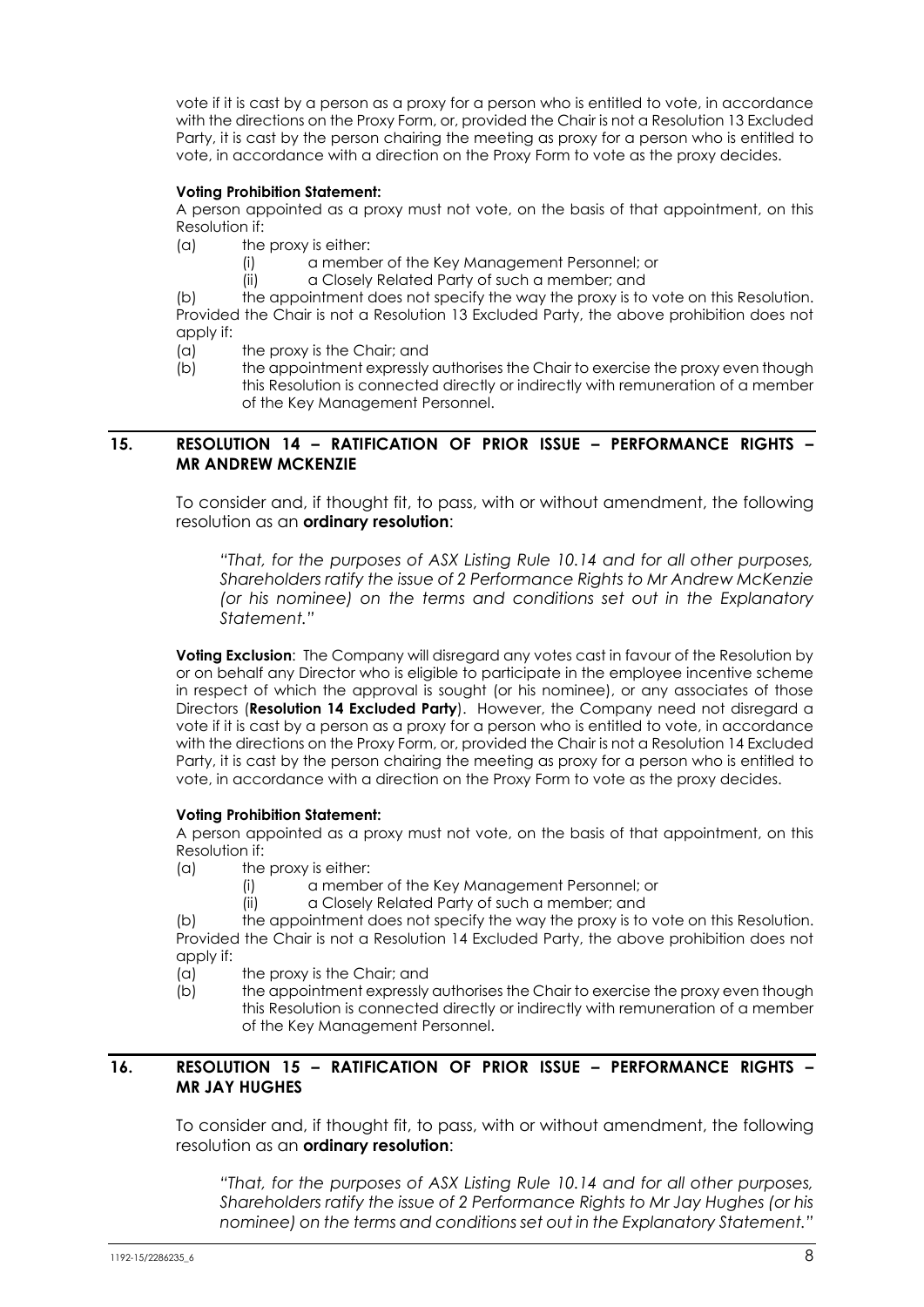vote if it is cast by a person as a proxy for a person who is entitled to vote, in accordance with the directions on the Proxy Form, or, provided the Chair is not a Resolution 13 Excluded Party, it is cast by the person chairing the meeting as proxy for a person who is entitled to vote, in accordance with a direction on the Proxy Form to vote as the proxy decides.

**Voting Prohibition Statement:**

A person appointed as a proxy must not vote, on the basis of that appointment, on this Resolution if:

(a) the proxy is either:

 (i) a member of the Key Management Personnel; or

 (ii) a Closely Related Party of such a member; and

(b) the appointment does not specify the way the proxy is to vote on this Resolution.

Provided the Chair is not a Resolution 13 Excluded Party, the above prohibition does not apply if:

(a) the proxy is the Chair; and

(b) the appointment expressly authorises the Chair to exercise the proxy even though this Resolution is connected directly or indirectly with remuneration of a member of the Key Management Personnel.

## 15. RESOLUTION 14 – RATIFICATION OF PRIOR ISSUE – PERFORMANCE RIGHTS – MR ANDREW MCKENZIE

To consider and, if thought fit, to pass, with or without amendment, the following resolution as an **ordinary resolution**:

*"That, for the purposes of ASX Listing Rule 10.14 and for all other purposes, Shareholders ratify the issue of 2 Performance Rights to Mr Andrew McKenzie (or his nominee) on the terms and conditions set out in the Explanatory Statement."*

**Voting Exclusion**: The Company will disregard any votes cast in favour of the Resolution by or on behalf any Director who is eligible to participate in the employee incentive scheme in respect of which the approval is sought (or his nominee), or any associates of those Directors (**Resolution 14 Excluded Party**). However, the Company need not disregard a vote if it is cast by a person as a proxy for a person who is entitled to vote, in accordance with the directions on the Proxy Form, or, provided the Chair is not a Resolution 14 Excluded Party, it is cast by the person chairing the meeting as proxy for a person who is entitled to vote, in accordance with a direction on the Proxy Form to vote as the proxy decides.

**Voting Prohibition Statement:**

A person appointed as a proxy must not vote, on the basis of that appointment, on this Resolution if:

(a) the proxy is either:

 (i) a member of the Key Management Personnel; or

 (ii) a Closely Related Party of such a member; and

(b) the appointment does not specify the way the proxy is to vote on this Resolution.

Provided the Chair is not a Resolution 14 Excluded Party, the above prohibition does not apply if:

(a) the proxy is the Chair; and

(b) the appointment expressly authorises the Chair to exercise the proxy even though this Resolution is connected directly or indirectly with remuneration of a member of the Key Management Personnel.

## 16. RESOLUTION 15 – RATIFICATION OF PRIOR ISSUE – PERFORMANCE RIGHTS – MR JAY HUGHES

To consider and, if thought fit, to pass, with or without amendment, the following resolution as an **ordinary resolution**:

*"That, for the purposes of ASX Listing Rule 10.14 and for all other purposes, Shareholders ratify the issue of 2 Performance Rights to Mr Jay Hughes (or his nominee) on the terms and conditions set out in the Explanatory Statement."*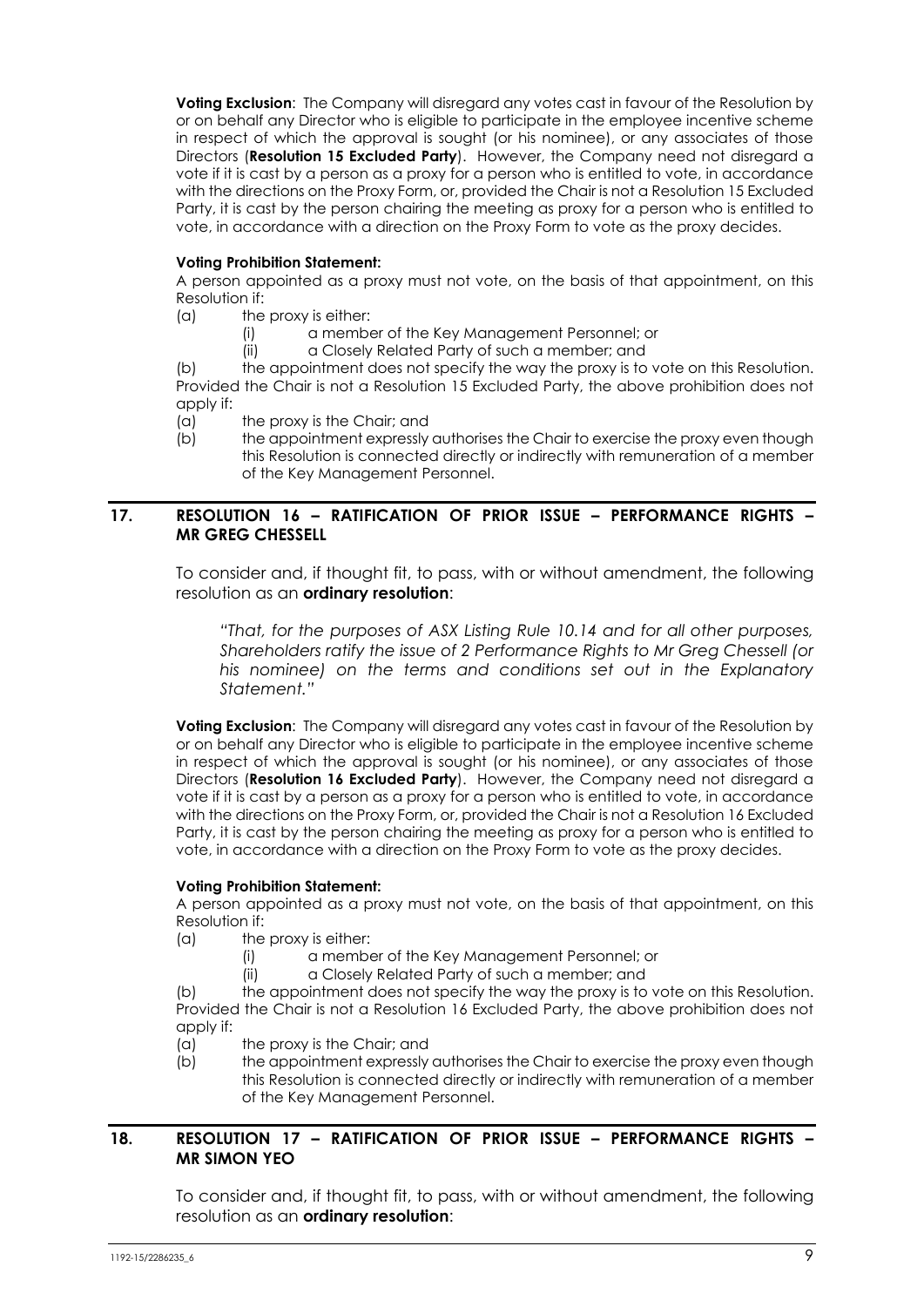**Voting Exclusion**: The Company will disregard any votes cast in favour of the Resolution by or on behalf any Director who is eligible to participate in the employee incentive scheme in respect of which the approval is sought (or his nominee), or any associates of those Directors (**Resolution 15 Excluded Party**). However, the Company need not disregard a vote if it is cast by a person as a proxy for a person who is entitled to vote, in accordance with the directions on the Proxy Form, or, provided the Chair is not a Resolution 15 Excluded Party, it is cast by the person chairing the meeting as proxy for a person who is entitled to vote, in accordance with a direction on the Proxy Form to vote as the proxy decides.

**Voting Prohibition Statement:**

A person appointed as a proxy must not vote, on the basis of that appointment, on this Resolution if:

(a) the proxy is either:

 (i) a member of the Key Management Personnel; or

 (ii) a Closely Related Party of such a member; and

(b) the appointment does not specify the way the proxy is to vote on this Resolution.

Provided the Chair is not a Resolution 15 Excluded Party, the above prohibition does not apply if:

(a) the proxy is the Chair; and

(b) the appointment expressly authorises the Chair to exercise the proxy even though this Resolution is connected directly or indirectly with remuneration of a member of the Key Management Personnel.

## 17. RESOLUTION 16 – RATIFICATION OF PRIOR ISSUE – PERFORMANCE RIGHTS – MR GREG CHESSELL

To consider and, if thought fit, to pass, with or without amendment, the following resolution as an **ordinary resolution**:

*"That, for the purposes of ASX Listing Rule 10.14 and for all other purposes, Shareholders ratify the issue of 2 Performance Rights to Mr Greg Chessell (or his nominee) on the terms and conditions set out in the Explanatory Statement."*

**Voting Exclusion**: The Company will disregard any votes cast in favour of the Resolution by or on behalf any Director who is eligible to participate in the employee incentive scheme in respect of which the approval is sought (or his nominee), or any associates of those Directors (**Resolution 16 Excluded Party**). However, the Company need not disregard a vote if it is cast by a person as a proxy for a person who is entitled to vote, in accordance with the directions on the Proxy Form, or, provided the Chair is not a Resolution 16 Excluded Party, it is cast by the person chairing the meeting as proxy for a person who is entitled to vote, in accordance with a direction on the Proxy Form to vote as the proxy decides.

**Voting Prohibition Statement:**

A person appointed as a proxy must not vote, on the basis of that appointment, on this Resolution if:

(a) the proxy is either:

 (i) a member of the Key Management Personnel; or

 (ii) a Closely Related Party of such a member; and

(b) the appointment does not specify the way the proxy is to vote on this Resolution.

Provided the Chair is not a Resolution 16 Excluded Party, the above prohibition does not apply if:

(a) the proxy is the Chair; and

(b) the appointment expressly authorises the Chair to exercise the proxy even though this Resolution is connected directly or indirectly with remuneration of a member of the Key Management Personnel.

## 18. RESOLUTION 17 – RATIFICATION OF PRIOR ISSUE – PERFORMANCE RIGHTS – MR SIMON YEO

To consider and, if thought fit, to pass, with or without amendment, the following resolution as an **ordinary resolution**: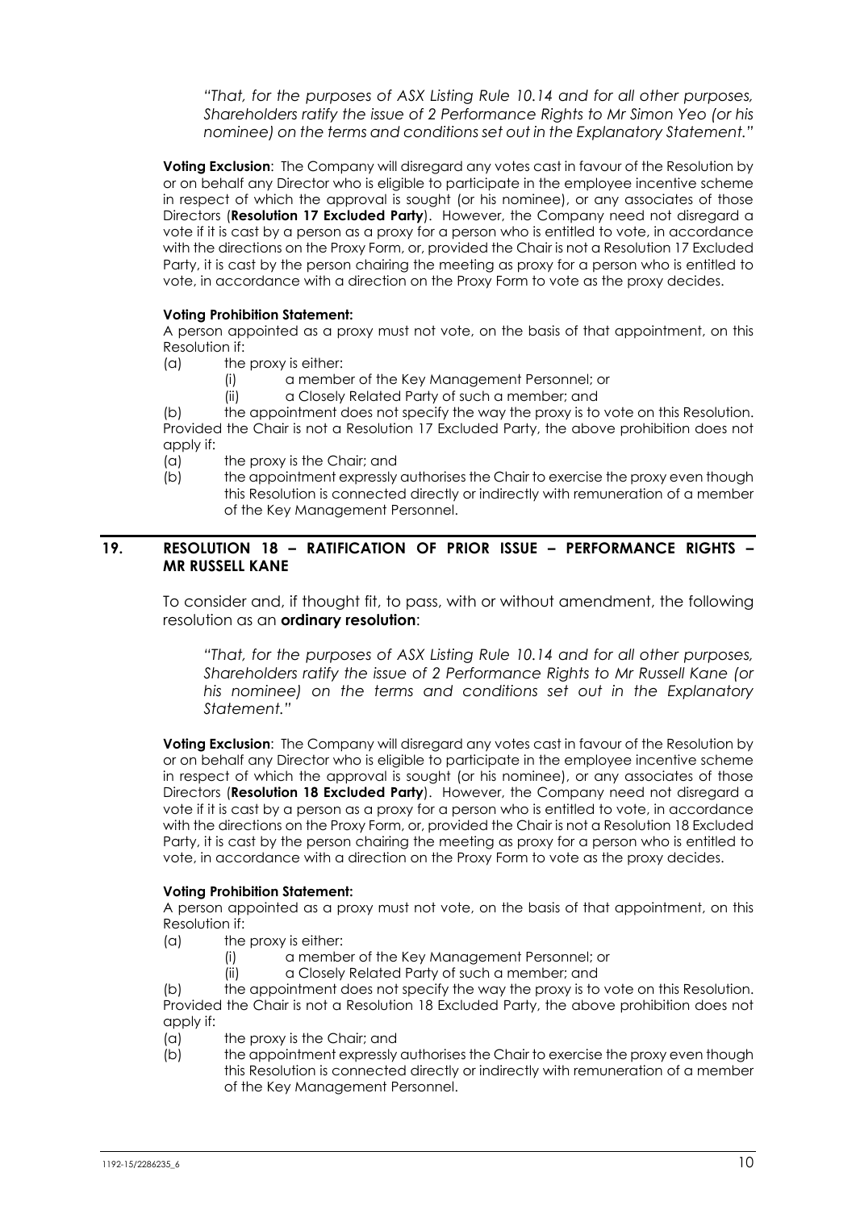*"That, for the purposes of ASX Listing Rule 10.14 and for all other purposes, Shareholders ratify the issue of 2 Performance Rights to Mr Simon Yeo (or his nominee) on the terms and conditions set out in the Explanatory Statement."*

**Voting Exclusion**: The Company will disregard any votes cast in favour of the Resolution by or on behalf any Director who is eligible to participate in the employee incentive scheme in respect of which the approval is sought (or his nominee), or any associates of those Directors (**Resolution 17 Excluded Party**). However, the Company need not disregard a vote if it is cast by a person as a proxy for a person who is entitled to vote, in accordance with the directions on the Proxy Form, or, provided the Chair is not a Resolution 17 Excluded Party, it is cast by the person chairing the meeting as proxy for a person who is entitled to vote, in accordance with a direction on the Proxy Form to vote as the proxy decides.

**Voting Prohibition Statement:**

A person appointed as a proxy must not vote, on the basis of that appointment, on this Resolution if:

(a) the proxy is either:

  (i) a member of the Key Management Personnel; or

  (ii) a Closely Related Party of such a member; and

(b) the appointment does not specify the way the proxy is to vote on this Resolution.

Provided the Chair is not a Resolution 17 Excluded Party, the above prohibition does not apply if:

(a) the proxy is the Chair; and

(b) the appointment expressly authorises the Chair to exercise the proxy even though this Resolution is connected directly or indirectly with remuneration of a member of the Key Management Personnel.

## 19. RESOLUTION 18 – RATIFICATION OF PRIOR ISSUE – PERFORMANCE RIGHTS – MR RUSSELL KANE

To consider and, if thought fit, to pass, with or without amendment, the following resolution as an **ordinary resolution**:

*"That, for the purposes of ASX Listing Rule 10.14 and for all other purposes, Shareholders ratify the issue of 2 Performance Rights to Mr Russell Kane (or his nominee) on the terms and conditions set out in the Explanatory Statement."*

**Voting Exclusion**: The Company will disregard any votes cast in favour of the Resolution by or on behalf any Director who is eligible to participate in the employee incentive scheme in respect of which the approval is sought (or his nominee), or any associates of those Directors (**Resolution 18 Excluded Party**). However, the Company need not disregard a vote if it is cast by a person as a proxy for a person who is entitled to vote, in accordance with the directions on the Proxy Form, or, provided the Chair is not a Resolution 18 Excluded Party, it is cast by the person chairing the meeting as proxy for a person who is entitled to vote, in accordance with a direction on the Proxy Form to vote as the proxy decides.

**Voting Prohibition Statement:**

A person appointed as a proxy must not vote, on the basis of that appointment, on this Resolution if:

(a) the proxy is either:

  (i) a member of the Key Management Personnel; or

  (ii) a Closely Related Party of such a member; and

(b) the appointment does not specify the way the proxy is to vote on this Resolution.

Provided the Chair is not a Resolution 18 Excluded Party, the above prohibition does not apply if:

(a) the proxy is the Chair; and

(b) the appointment expressly authorises the Chair to exercise the proxy even though this Resolution is connected directly or indirectly with remuneration of a member of the Key Management Personnel.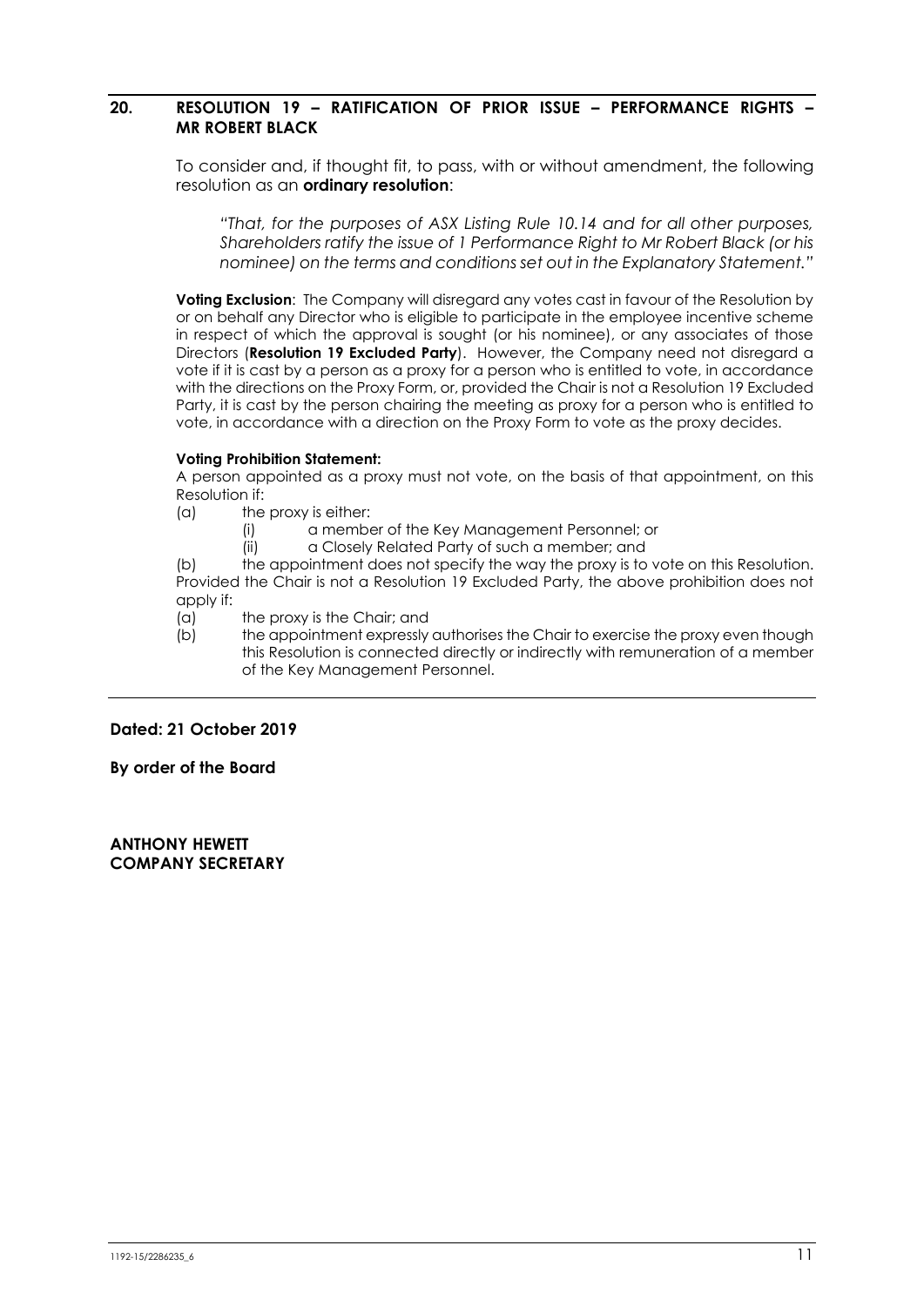## 20. RESOLUTION 19 – RATIFICATION OF PRIOR ISSUE – PERFORMANCE RIGHTS – MR ROBERT BLACK

To consider and, if thought fit, to pass, with or without amendment, the following resolution as an **ordinary resolution**:

*"That, for the purposes of ASX Listing Rule 10.14 and for all other purposes, Shareholders ratify the issue of 1 Performance Right to Mr Robert Black (or his nominee) on the terms and conditions set out in the Explanatory Statement."*

**Voting Exclusion**: The Company will disregard any votes cast in favour of the Resolution by or on behalf any Director who is eligible to participate in the employee incentive scheme in respect of which the approval is sought (or his nominee), or any associates of those Directors (**Resolution 19 Excluded Party**). However, the Company need not disregard a vote if it is cast by a person as a proxy for a person who is entitled to vote, in accordance with the directions on the Proxy Form, or, provided the Chair is not a Resolution 19 Excluded Party, it is cast by the person chairing the meeting as proxy for a person who is entitled to vote, in accordance with a direction on the Proxy Form to vote as the proxy decides.

**Voting Prohibition Statement:**

A person appointed as a proxy must not vote, on the basis of that appointment, on this Resolution if:

(a) the proxy is either:

  (i) a member of the Key Management Personnel; or

  (ii) a Closely Related Party of such a member; and

(b) the appointment does not specify the way the proxy is to vote on this Resolution.

Provided the Chair is not a Resolution 19 Excluded Party, the above prohibition does not apply if:

(a) the proxy is the Chair; and

(b) the appointment expressly authorises the Chair to exercise the proxy even though this Resolution is connected directly or indirectly with remuneration of a member of the Key Management Personnel.

**Dated: 21 October 2019**

**By order of the Board**

**ANTHONY HEWETT**
**COMPANY SECRETARY**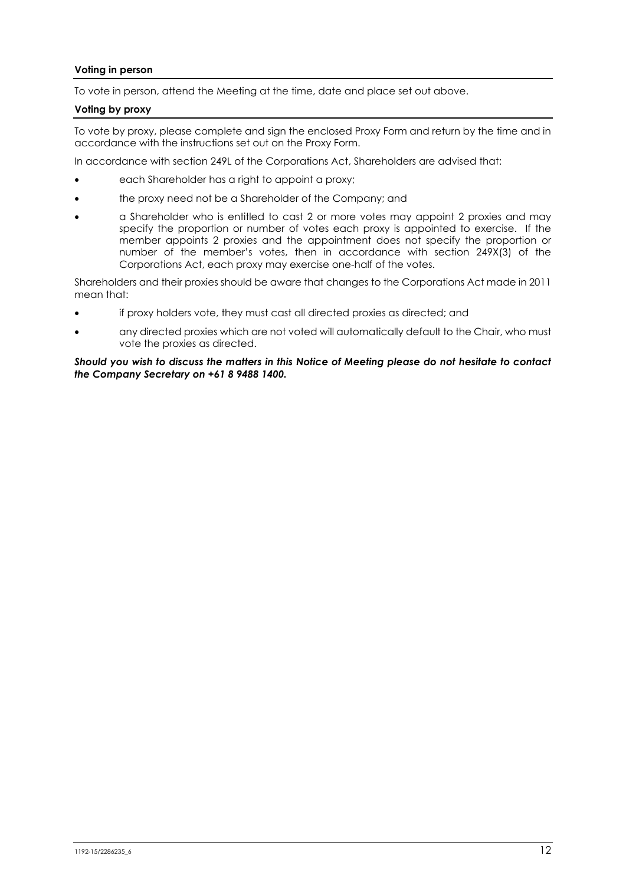### Voting in person

To vote in person, attend the Meeting at the time, date and place set out above.

### Voting by proxy

To vote by proxy, please complete and sign the enclosed Proxy Form and return by the time and in accordance with the instructions set out on the Proxy Form.

In accordance with section 249L of the Corporations Act, Shareholders are advised that:

- each Shareholder has a right to appoint a proxy;
- the proxy need not be a Shareholder of the Company; and
- a Shareholder who is entitled to cast 2 or more votes may appoint 2 proxies and may specify the proportion or number of votes each proxy is appointed to exercise. If the member appoints 2 proxies and the appointment does not specify the proportion or number of the member's votes, then in accordance with section 249X(3) of the Corporations Act, each proxy may exercise one-half of the votes.

Shareholders and their proxies should be aware that changes to the Corporations Act made in 2011 mean that:

- if proxy holders vote, they must cast all directed proxies as directed; and
- any directed proxies which are not voted will automatically default to the Chair, who must vote the proxies as directed.

***Should you wish to discuss the matters in this Notice of Meeting please do not hesitate to contact the Company Secretary on +61 8 9488 1400.***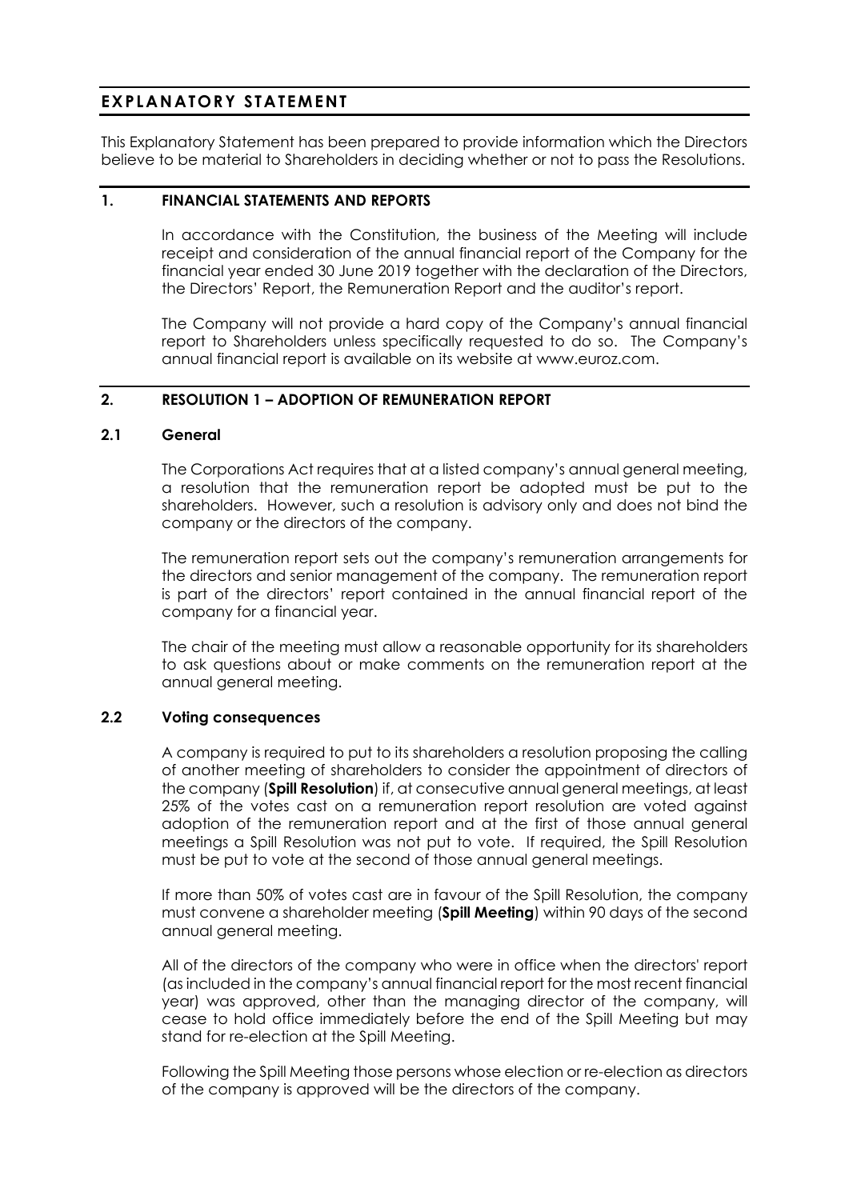# EXPLANATORY STATEMENT

This Explanatory Statement has been prepared to provide information which the Directors believe to be material to Shareholders in deciding whether or not to pass the Resolutions.

## 1. FINANCIAL STATEMENTS AND REPORTS

In accordance with the Constitution, the business of the Meeting will include receipt and consideration of the annual financial report of the Company for the financial year ended 30 June 2019 together with the declaration of the Directors, the Directors' Report, the Remuneration Report and the auditor's report.

The Company will not provide a hard copy of the Company's annual financial report to Shareholders unless specifically requested to do so. The Company's annual financial report is available on its website at www.euroz.com.

## 2. RESOLUTION 1 – ADOPTION OF REMUNERATION REPORT

### 2.1 General

The Corporations Act requires that at a listed company's annual general meeting, a resolution that the remuneration report be adopted must be put to the shareholders. However, such a resolution is advisory only and does not bind the company or the directors of the company.

The remuneration report sets out the company's remuneration arrangements for the directors and senior management of the company. The remuneration report is part of the directors' report contained in the annual financial report of the company for a financial year.

The chair of the meeting must allow a reasonable opportunity for its shareholders to ask questions about or make comments on the remuneration report at the annual general meeting.

### 2.2 Voting consequences

A company is required to put to its shareholders a resolution proposing the calling of another meeting of shareholders to consider the appointment of directors of the company (**Spill Resolution**) if, at consecutive annual general meetings, at least 25% of the votes cast on a remuneration report resolution are voted against adoption of the remuneration report and at the first of those annual general meetings a Spill Resolution was not put to vote. If required, the Spill Resolution must be put to vote at the second of those annual general meetings.

If more than 50% of votes cast are in favour of the Spill Resolution, the company must convene a shareholder meeting (**Spill Meeting**) within 90 days of the second annual general meeting.

All of the directors of the company who were in office when the directors' report (as included in the company's annual financial report for the most recent financial year) was approved, other than the managing director of the company, will cease to hold office immediately before the end of the Spill Meeting but may stand for re-election at the Spill Meeting.

Following the Spill Meeting those persons whose election or re-election as directors of the company is approved will be the directors of the company.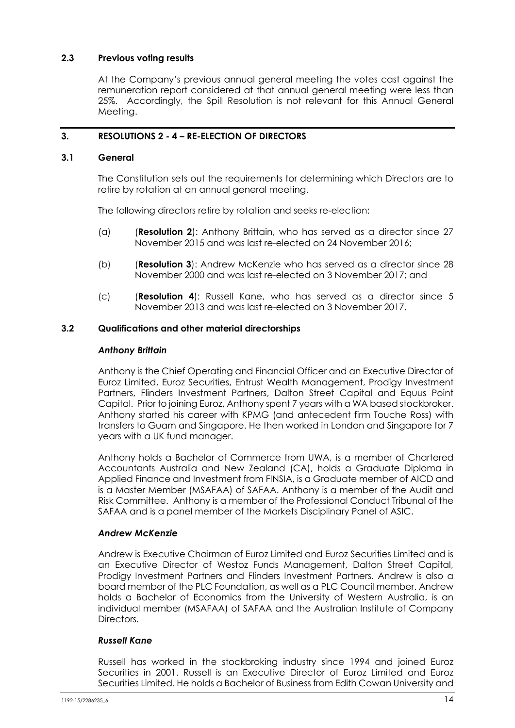### 2.3 Previous voting results

At the Company's previous annual general meeting the votes cast against the remuneration report considered at that annual general meeting were less than 25%. Accordingly, the Spill Resolution is not relevant for this Annual General Meeting.

## 3. RESOLUTIONS 2 - 4 – RE-ELECTION OF DIRECTORS

### 3.1 General

The Constitution sets out the requirements for determining which Directors are to retire by rotation at an annual general meeting.

The following directors retire by rotation and seeks re-election:

(a) (**Resolution 2**): Anthony Brittain, who has served as a director since 27 November 2015 and was last re-elected on 24 November 2016;

(b) (**Resolution 3**): Andrew McKenzie who has served as a director since 28 November 2000 and was last re-elected on 3 November 2017; and

(c) (**Resolution 4**): Russell Kane, who has served as a director since 5 November 2013 and was last re-elected on 3 November 2017.

### 3.2 Qualifications and other material directorships

***Anthony Brittain***

Anthony is the Chief Operating and Financial Officer and an Executive Director of Euroz Limited, Euroz Securities, Entrust Wealth Management, Prodigy Investment Partners, Flinders Investment Partners, Dalton Street Capital and Equus Point Capital. Prior to joining Euroz, Anthony spent 7 years with a WA based stockbroker. Anthony started his career with KPMG (and antecedent firm Touche Ross) with transfers to Guam and Singapore. He then worked in London and Singapore for 7 years with a UK fund manager.

Anthony holds a Bachelor of Commerce from UWA, is a member of Chartered Accountants Australia and New Zealand (CA), holds a Graduate Diploma in Applied Finance and Investment from FINSIA, is a Graduate member of AICD and is a Master Member (MSAFAA) of SAFAA. Anthony is a member of the Audit and Risk Committee. Anthony is a member of the Professional Conduct Tribunal of the SAFAA and is a panel member of the Markets Disciplinary Panel of ASIC.

***Andrew McKenzie***

Andrew is Executive Chairman of Euroz Limited and Euroz Securities Limited and is an Executive Director of Westoz Funds Management, Dalton Street Capital, Prodigy Investment Partners and Flinders Investment Partners. Andrew is also a board member of the PLC Foundation, as well as a PLC Council member. Andrew holds a Bachelor of Economics from the University of Western Australia, is an individual member (MSAFAA) of SAFAA and the Australian Institute of Company Directors.

***Russell Kane***

Russell has worked in the stockbroking industry since 1994 and joined Euroz Securities in 2001. Russell is an Executive Director of Euroz Limited and Euroz Securities Limited. He holds a Bachelor of Business from Edith Cowan University and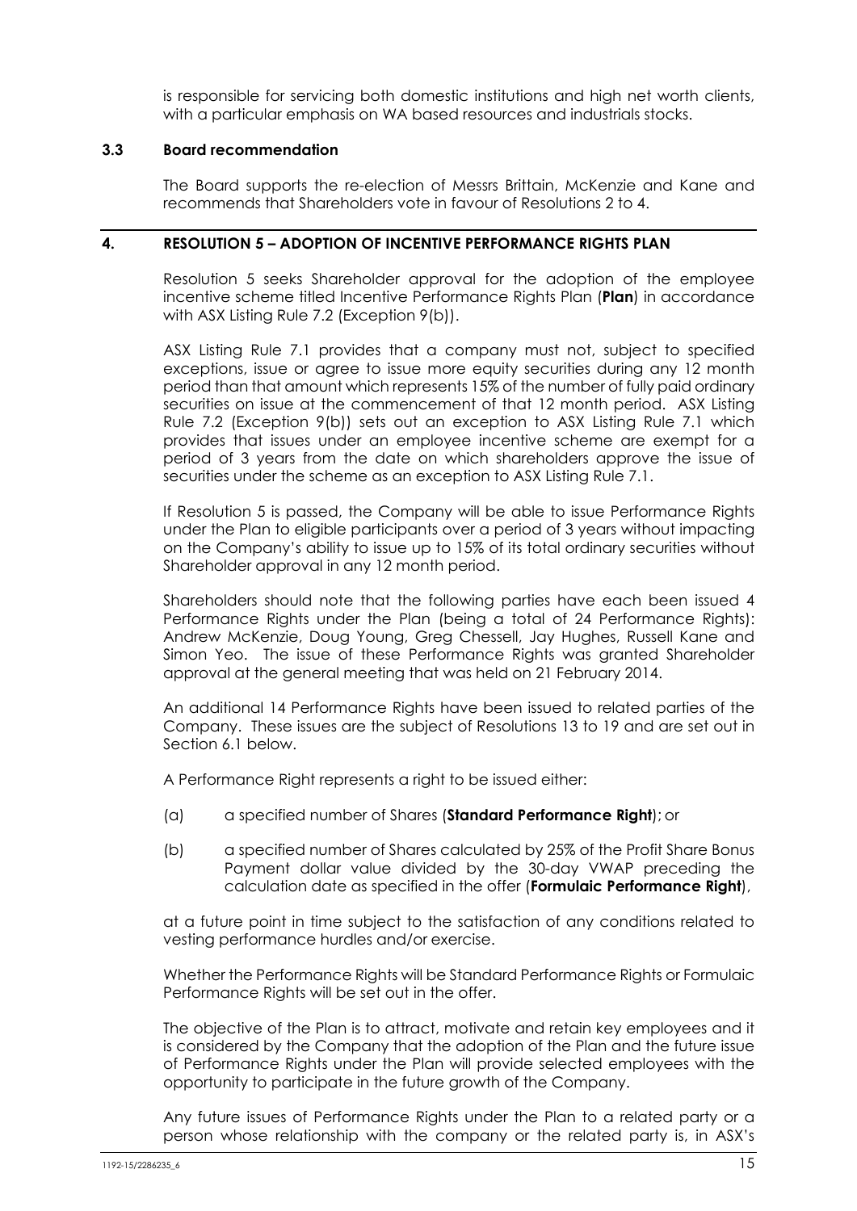is responsible for servicing both domestic institutions and high net worth clients, with a particular emphasis on WA based resources and industrials stocks.

### 3.3 Board recommendation

The Board supports the re-election of Messrs Brittain, McKenzie and Kane and recommends that Shareholders vote in favour of Resolutions 2 to 4.

## 4. RESOLUTION 5 – ADOPTION OF INCENTIVE PERFORMANCE RIGHTS PLAN

Resolution 5 seeks Shareholder approval for the adoption of the employee incentive scheme titled Incentive Performance Rights Plan (**Plan**) in accordance with ASX Listing Rule 7.2 (Exception 9(b)).

ASX Listing Rule 7.1 provides that a company must not, subject to specified exceptions, issue or agree to issue more equity securities during any 12 month period than that amount which represents 15% of the number of fully paid ordinary securities on issue at the commencement of that 12 month period. ASX Listing Rule 7.2 (Exception 9(b)) sets out an exception to ASX Listing Rule 7.1 which provides that issues under an employee incentive scheme are exempt for a period of 3 years from the date on which shareholders approve the issue of securities under the scheme as an exception to ASX Listing Rule 7.1.

If Resolution 5 is passed, the Company will be able to issue Performance Rights under the Plan to eligible participants over a period of 3 years without impacting on the Company's ability to issue up to 15% of its total ordinary securities without Shareholder approval in any 12 month period.

Shareholders should note that the following parties have each been issued 4 Performance Rights under the Plan (being a total of 24 Performance Rights): Andrew McKenzie, Doug Young, Greg Chessell, Jay Hughes, Russell Kane and Simon Yeo. The issue of these Performance Rights was granted Shareholder approval at the general meeting that was held on 21 February 2014.

An additional 14 Performance Rights have been issued to related parties of the Company. These issues are the subject of Resolutions 13 to 19 and are set out in Section 6.1 below.

A Performance Right represents a right to be issued either:

(a) a specified number of Shares (**Standard Performance Right**); or

(b) a specified number of Shares calculated by 25% of the Profit Share Bonus Payment dollar value divided by the 30-day VWAP preceding the calculation date as specified in the offer (**Formulaic Performance Right**),

at a future point in time subject to the satisfaction of any conditions related to vesting performance hurdles and/or exercise.

Whether the Performance Rights will be Standard Performance Rights or Formulaic Performance Rights will be set out in the offer.

The objective of the Plan is to attract, motivate and retain key employees and it is considered by the Company that the adoption of the Plan and the future issue of Performance Rights under the Plan will provide selected employees with the opportunity to participate in the future growth of the Company.

Any future issues of Performance Rights under the Plan to a related party or a person whose relationship with the company or the related party is, in ASX's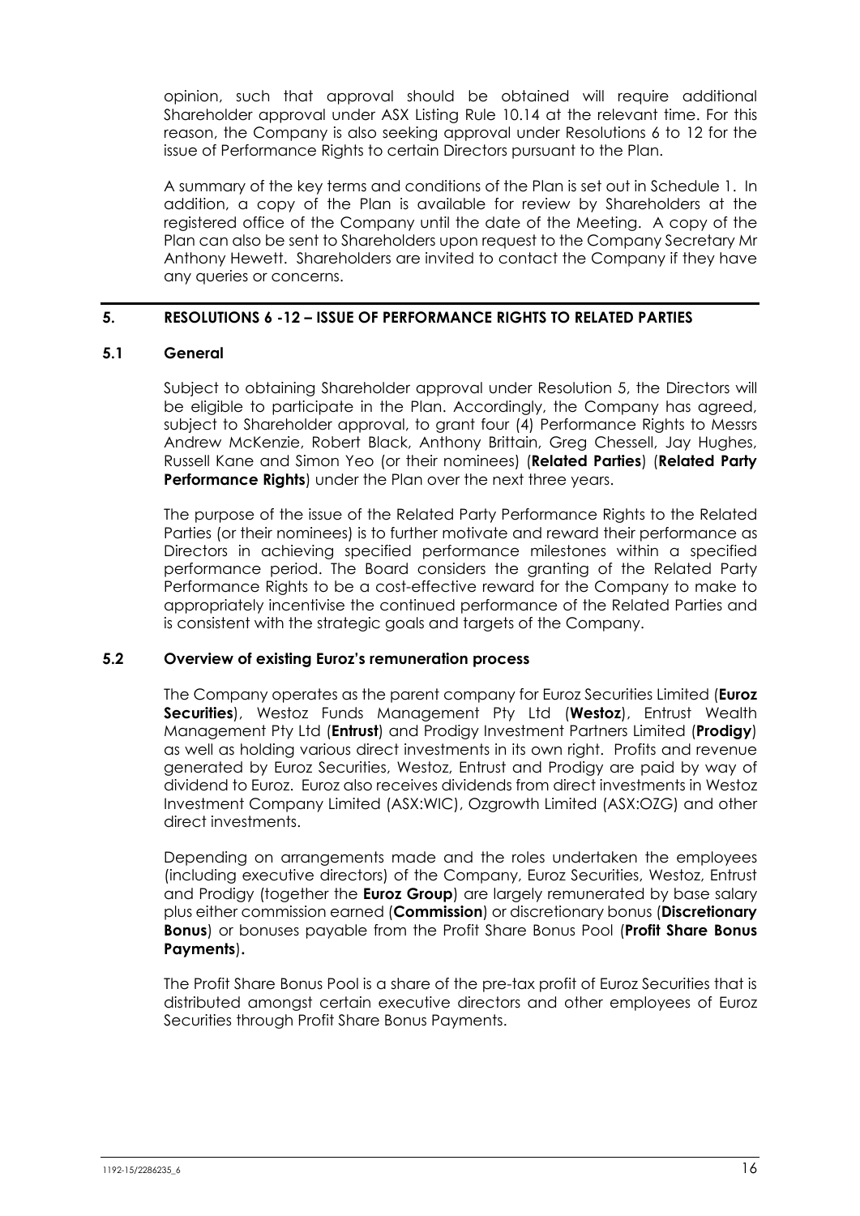opinion, such that approval should be obtained will require additional Shareholder approval under ASX Listing Rule 10.14 at the relevant time. For this reason, the Company is also seeking approval under Resolutions 6 to 12 for the issue of Performance Rights to certain Directors pursuant to the Plan.

A summary of the key terms and conditions of the Plan is set out in Schedule 1. In addition, a copy of the Plan is available for review by Shareholders at the registered office of the Company until the date of the Meeting. A copy of the Plan can also be sent to Shareholders upon request to the Company Secretary Mr Anthony Hewett. Shareholders are invited to contact the Company if they have any queries or concerns.

## 5. RESOLUTIONS 6 -12 – ISSUE OF PERFORMANCE RIGHTS TO RELATED PARTIES

### 5.1 General

Subject to obtaining Shareholder approval under Resolution 5, the Directors will be eligible to participate in the Plan. Accordingly, the Company has agreed, subject to Shareholder approval, to grant four (4) Performance Rights to Messrs Andrew McKenzie, Robert Black, Anthony Brittain, Greg Chessell, Jay Hughes, Russell Kane and Simon Yeo (or their nominees) (**Related Parties**) (**Related Party Performance Rights**) under the Plan over the next three years.

The purpose of the issue of the Related Party Performance Rights to the Related Parties (or their nominees) is to further motivate and reward their performance as Directors in achieving specified performance milestones within a specified performance period. The Board considers the granting of the Related Party Performance Rights to be a cost-effective reward for the Company to make to appropriately incentivise the continued performance of the Related Parties and is consistent with the strategic goals and targets of the Company.

### 5.2 Overview of existing Euroz's remuneration process

The Company operates as the parent company for Euroz Securities Limited (**Euroz Securities**), Westoz Funds Management Pty Ltd (**Westoz**), Entrust Wealth Management Pty Ltd (**Entrust**) and Prodigy Investment Partners Limited (**Prodigy**) as well as holding various direct investments in its own right. Profits and revenue generated by Euroz Securities, Westoz, Entrust and Prodigy are paid by way of dividend to Euroz. Euroz also receives dividends from direct investments in Westoz Investment Company Limited (ASX:WIC), Ozgrowth Limited (ASX:OZG) and other direct investments.

Depending on arrangements made and the roles undertaken the employees (including executive directors) of the Company, Euroz Securities, Westoz, Entrust and Prodigy (together the **Euroz Group**) are largely remunerated by base salary plus either commission earned (**Commission**) or discretionary bonus (**Discretionary Bonus**) or bonuses payable from the Profit Share Bonus Pool (**Profit Share Bonus Payments**).

The Profit Share Bonus Pool is a share of the pre-tax profit of Euroz Securities that is distributed amongst certain executive directors and other employees of Euroz Securities through Profit Share Bonus Payments.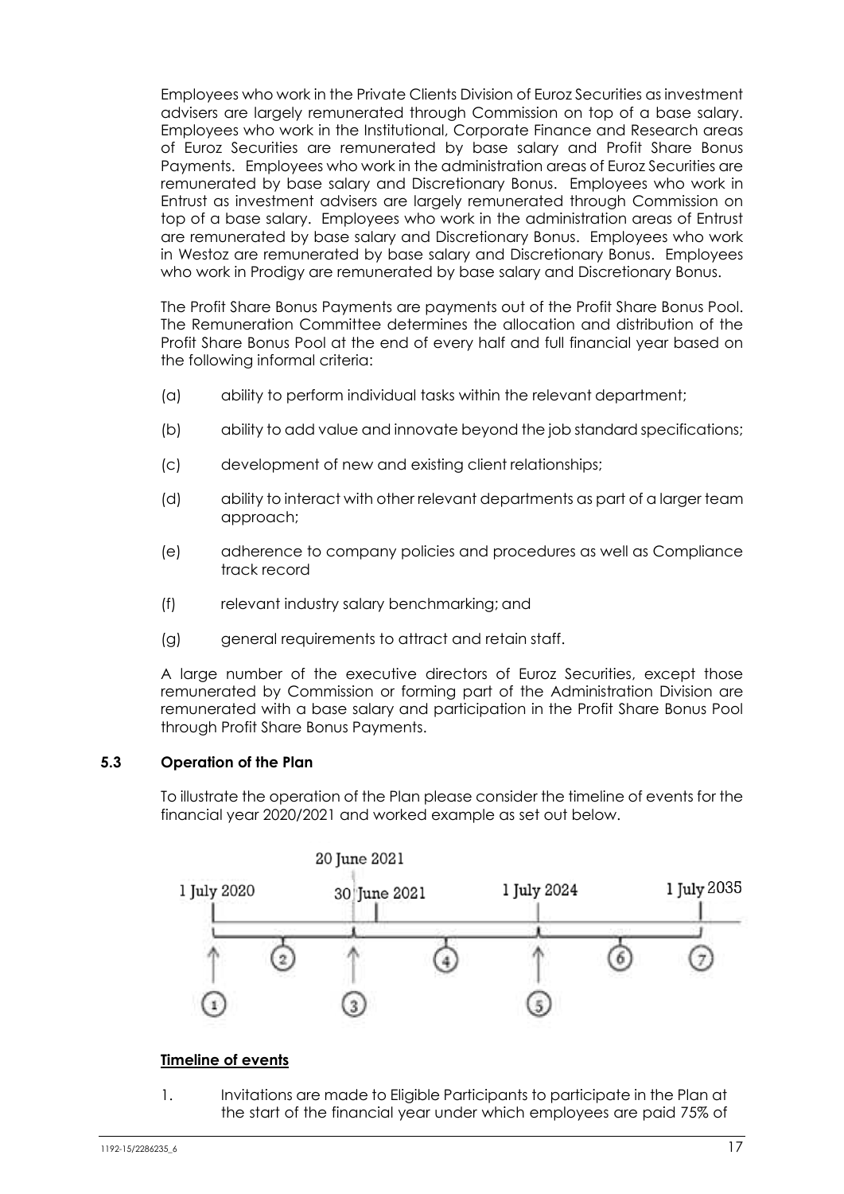Employees who work in the Private Clients Division of Euroz Securities as investment advisers are largely remunerated through Commission on top of a base salary. Employees who work in the Institutional, Corporate Finance and Research areas of Euroz Securities are remunerated by base salary and Profit Share Bonus Payments. Employees who work in the administration areas of Euroz Securities are remunerated by base salary and Discretionary Bonus. Employees who work in Entrust as investment advisers are largely remunerated through Commission on top of a base salary. Employees who work in the administration areas of Entrust are remunerated by base salary and Discretionary Bonus. Employees who work in Westoz are remunerated by base salary and Discretionary Bonus. Employees who work in Prodigy are remunerated by base salary and Discretionary Bonus.

The Profit Share Bonus Payments are payments out of the Profit Share Bonus Pool. The Remuneration Committee determines the allocation and distribution of the Profit Share Bonus Pool at the end of every half and full financial year based on the following informal criteria:

(a) ability to perform individual tasks within the relevant department;

(b) ability to add value and innovate beyond the job standard specifications;

(c) development of new and existing client relationships;

(d) ability to interact with other relevant departments as part of a larger team approach;

(e) adherence to company policies and procedures as well as Compliance track record

(f) relevant industry salary benchmarking; and

(g) general requirements to attract and retain staff.

A large number of the executive directors of Euroz Securities, except those remunerated by Commission or forming part of the Administration Division are remunerated with a base salary and participation in the Profit Share Bonus Pool through Profit Share Bonus Payments.

### 5.3 Operation of the Plan

To illustrate the operation of the Plan please consider the timeline of events for the financial year 2020/2021 and worked example as set out below.

20 June 2021

1 July 2020 — 30 June 2021 — 1 July 2024 — 1 July 2035

① ② ③ ④ ⑤ ⑥ ⑦

**Timeline of events**

1. Invitations are made to Eligible Participants to participate in the Plan at the start of the financial year under which employees are paid 75% of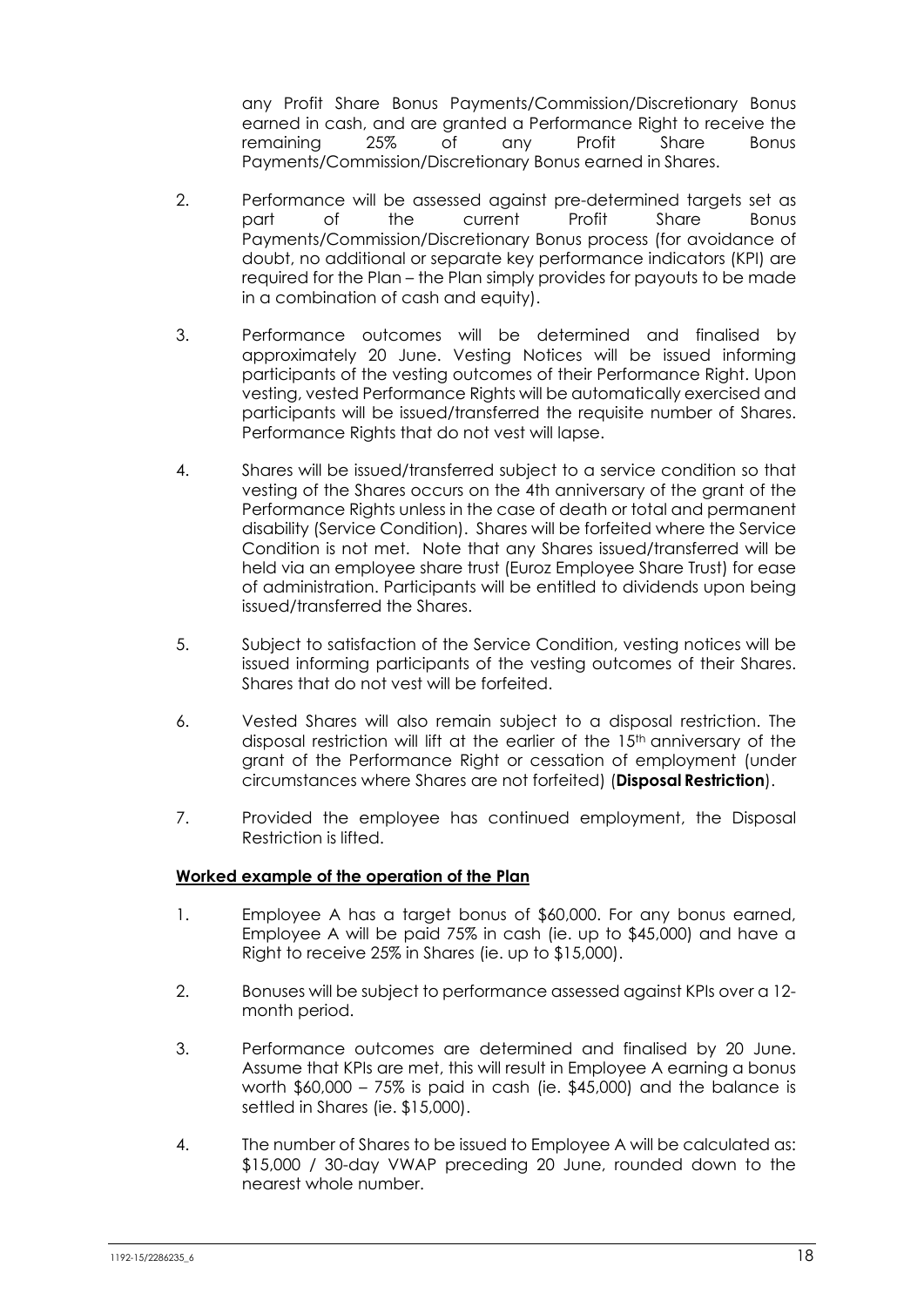any Profit Share Bonus Payments/Commission/Discretionary Bonus earned in cash, and are granted a Performance Right to receive the remaining 25% of any Profit Share Bonus Payments/Commission/Discretionary Bonus earned in Shares.

2. Performance will be assessed against pre-determined targets set as part of the current Profit Share Bonus Payments/Commission/Discretionary Bonus process (for avoidance of doubt, no additional or separate key performance indicators (KPI) are required for the Plan – the Plan simply provides for payouts to be made in a combination of cash and equity).

3. Performance outcomes will be determined and finalised by approximately 20 June. Vesting Notices will be issued informing participants of the vesting outcomes of their Performance Right. Upon vesting, vested Performance Rights will be automatically exercised and participants will be issued/transferred the requisite number of Shares. Performance Rights that do not vest will lapse.

4. Shares will be issued/transferred subject to a service condition so that vesting of the Shares occurs on the 4th anniversary of the grant of the Performance Rights unless in the case of death or total and permanent disability (Service Condition). Shares will be forfeited where the Service Condition is not met. Note that any Shares issued/transferred will be held via an employee share trust (Euroz Employee Share Trust) for ease of administration. Participants will be entitled to dividends upon being issued/transferred the Shares.

5. Subject to satisfaction of the Service Condition, vesting notices will be issued informing participants of the vesting outcomes of their Shares. Shares that do not vest will be forfeited.

6. Vested Shares will also remain subject to a disposal restriction. The disposal restriction will lift at the earlier of the 15th anniversary of the grant of the Performance Right or cessation of employment (under circumstances where Shares are not forfeited) (**Disposal Restriction**).

7. Provided the employee has continued employment, the Disposal Restriction is lifted.

**Worked example of the operation of the Plan**

1. Employee A has a target bonus of $60,000. For any bonus earned, Employee A will be paid 75% in cash (ie. up to $45,000) and have a Right to receive 25% in Shares (ie. up to $15,000).

2. Bonuses will be subject to performance assessed against KPIs over a 12-month period.

3. Performance outcomes are determined and finalised by 20 June. Assume that KPIs are met, this will result in Employee A earning a bonus worth $60,000 – 75% is paid in cash (ie. $45,000) and the balance is settled in Shares (ie. $15,000).

4. The number of Shares to be issued to Employee A will be calculated as: $15,000 / 30-day VWAP preceding 20 June, rounded down to the nearest whole number.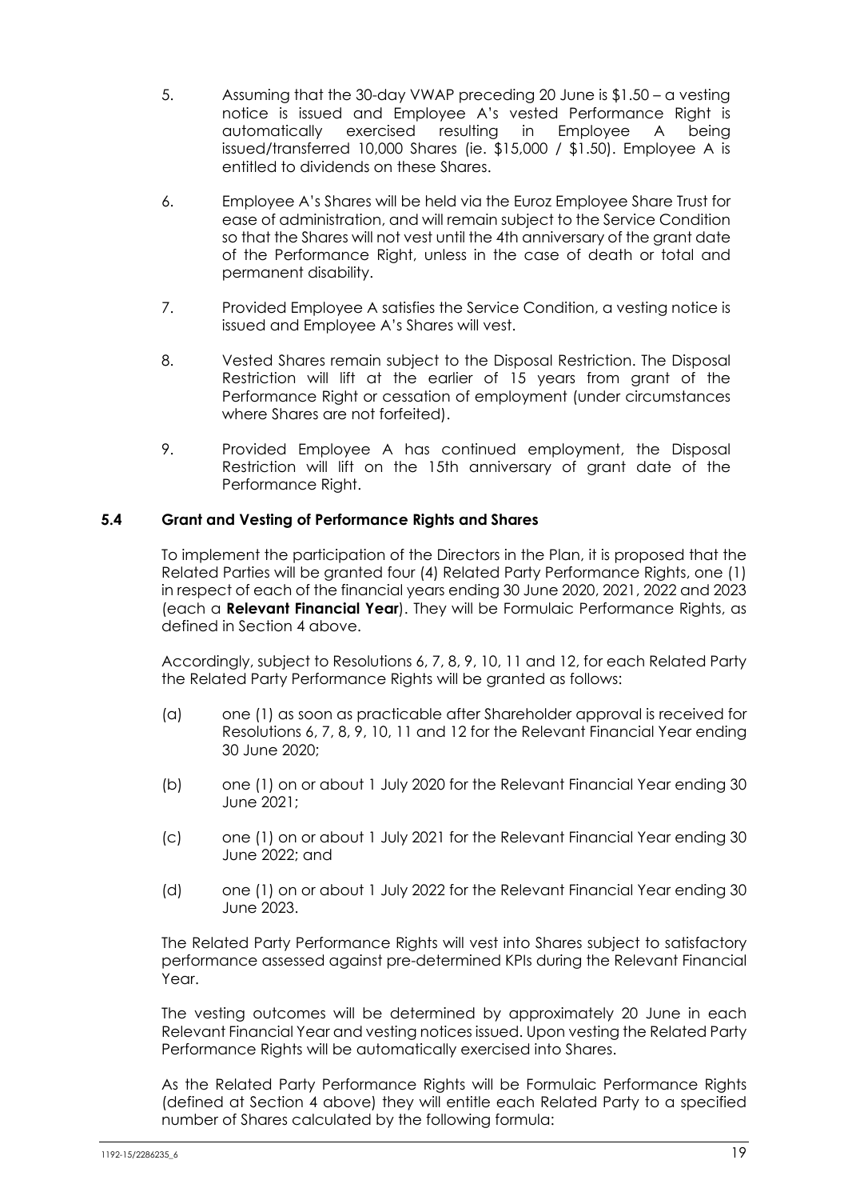5. Assuming that the 30-day VWAP preceding 20 June is $1.50 – a vesting notice is issued and Employee A's vested Performance Right is automatically exercised resulting in Employee A being issued/transferred 10,000 Shares (ie. $15,000 / $1.50). Employee A is entitled to dividends on these Shares.

6. Employee A's Shares will be held via the Euroz Employee Share Trust for ease of administration, and will remain subject to the Service Condition so that the Shares will not vest until the 4th anniversary of the grant date of the Performance Right, unless in the case of death or total and permanent disability.

7. Provided Employee A satisfies the Service Condition, a vesting notice is issued and Employee A's Shares will vest.

8. Vested Shares remain subject to the Disposal Restriction. The Disposal Restriction will lift at the earlier of 15 years from grant of the Performance Right or cessation of employment (under circumstances where Shares are not forfeited).

9. Provided Employee A has continued employment, the Disposal Restriction will lift on the 15th anniversary of grant date of the Performance Right.

### 5.4 Grant and Vesting of Performance Rights and Shares

To implement the participation of the Directors in the Plan, it is proposed that the Related Parties will be granted four (4) Related Party Performance Rights, one (1) in respect of each of the financial years ending 30 June 2020, 2021, 2022 and 2023 (each a **Relevant Financial Year**). They will be Formulaic Performance Rights, as defined in Section 4 above.

Accordingly, subject to Resolutions 6, 7, 8, 9, 10, 11 and 12, for each Related Party the Related Party Performance Rights will be granted as follows:

(a) one (1) as soon as practicable after Shareholder approval is received for Resolutions 6, 7, 8, 9, 10, 11 and 12 for the Relevant Financial Year ending 30 June 2020;

(b) one (1) on or about 1 July 2020 for the Relevant Financial Year ending 30 June 2021;

(c) one (1) on or about 1 July 2021 for the Relevant Financial Year ending 30 June 2022; and

(d) one (1) on or about 1 July 2022 for the Relevant Financial Year ending 30 June 2023.

The Related Party Performance Rights will vest into Shares subject to satisfactory performance assessed against pre-determined KPIs during the Relevant Financial Year.

The vesting outcomes will be determined by approximately 20 June in each Relevant Financial Year and vesting notices issued. Upon vesting the Related Party Performance Rights will be automatically exercised into Shares.

As the Related Party Performance Rights will be Formulaic Performance Rights (defined at Section 4 above) they will entitle each Related Party to a specified number of Shares calculated by the following formula: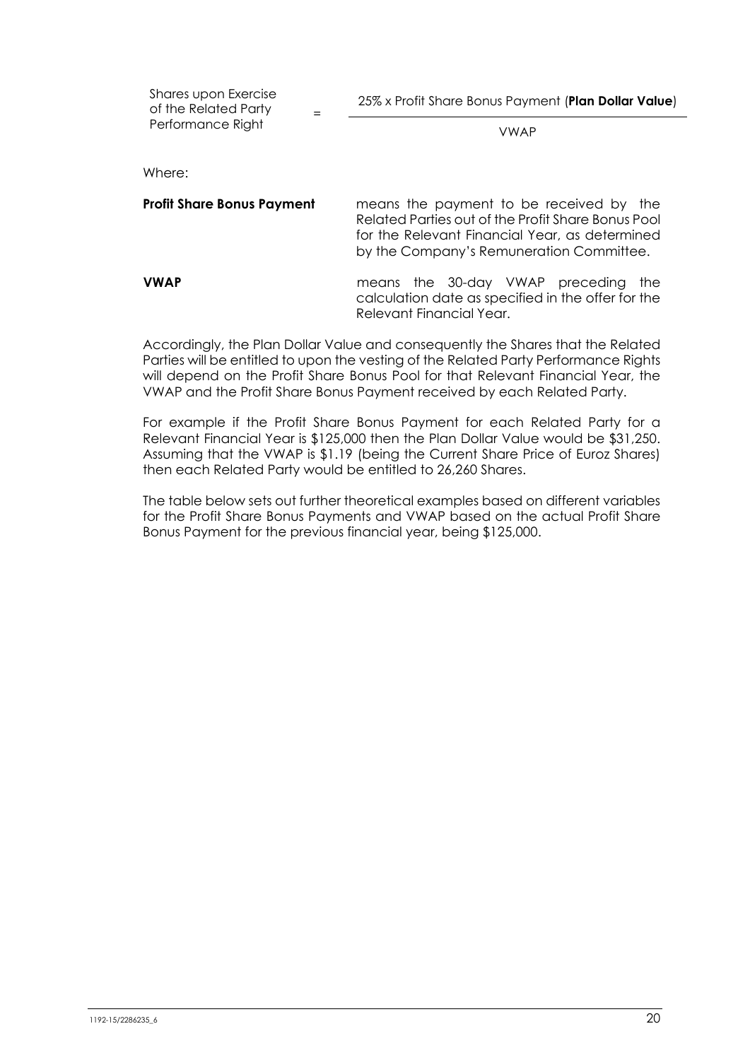$$\text{Shares upon Exercise of the Related Party Performance Right} = \frac{25\% \times \text{Profit Share Bonus Payment } (\textbf{Plan Dollar Value})}{\text{VWAP}}$$

Where:

| | |
|---|---|
| **Profit Share Bonus Payment** | means the payment to be received by the Related Parties out of the Profit Share Bonus Pool for the Relevant Financial Year, as determined by the Company's Remuneration Committee. |
| **VWAP** | means the 30-day VWAP preceding the calculation date as specified in the offer for the Relevant Financial Year. |

Accordingly, the Plan Dollar Value and consequently the Shares that the Related Parties will be entitled to upon the vesting of the Related Party Performance Rights will depend on the Profit Share Bonus Pool for that Relevant Financial Year, the VWAP and the Profit Share Bonus Payment received by each Related Party.

For example if the Profit Share Bonus Payment for each Related Party for a Relevant Financial Year is $125,000 then the Plan Dollar Value would be $31,250. Assuming that the VWAP is $1.19 (being the Current Share Price of Euroz Shares) then each Related Party would be entitled to 26,260 Shares.

The table below sets out further theoretical examples based on different variables for the Profit Share Bonus Payments and VWAP based on the actual Profit Share Bonus Payment for the previous financial year, being $125,000.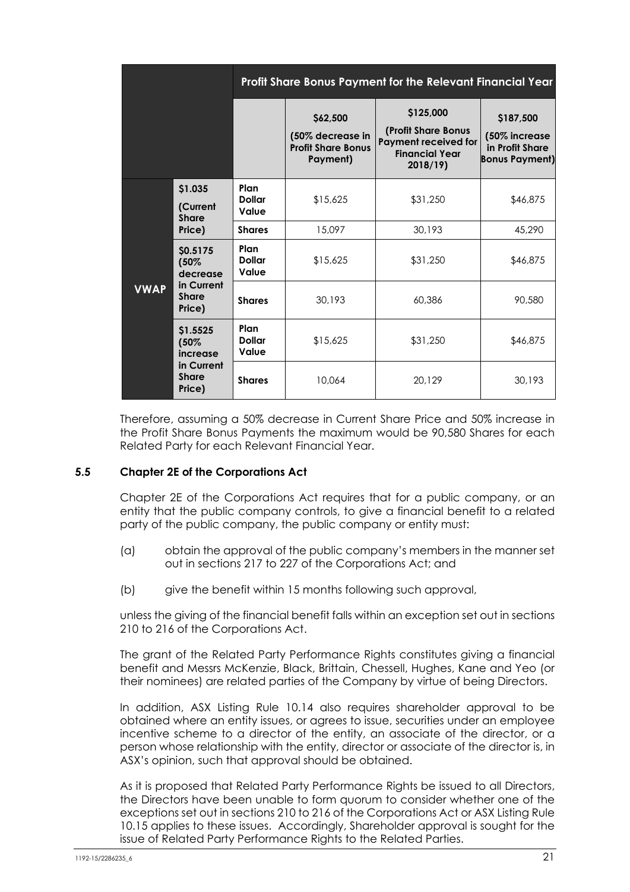| | | | Profit Share Bonus Payment for the Relevant Financial Year | | |
|---|---|---|---|---|---|
| | | | $62,500 (50% decrease in Profit Share Bonus Payment) | $125,000 (Profit Share Bonus Payment received for Financial Year 2018/19) | $187,500 (50% increase in Profit Share Bonus Payment) |
| VWAP | $1.035 (Current Share Price) | Plan Dollar Value | $15,625 | $31,250 | $46,875 |
| | | Shares | 15,097 | 30,193 | 45,290 |
| | $0.5175 (50% decrease in Current Share Price) | Plan Dollar Value | $15,625 | $31,250 | $46,875 |
| | | Shares | 30,193 | 60,386 | 90,580 |
| | $1.5525 (50% increase in Current Share Price) | Plan Dollar Value | $15,625 | $31,250 | $46,875 |
| | | Shares | 10,064 | 20,129 | 30,193 |

Therefore, assuming a 50% decrease in Current Share Price and 50% increase in the Profit Share Bonus Payments the maximum would be 90,580 Shares for each Related Party for each Relevant Financial Year.

### 5.5 Chapter 2E of the Corporations Act

Chapter 2E of the Corporations Act requires that for a public company, or an entity that the public company controls, to give a financial benefit to a related party of the public company, the public company or entity must:

(a) obtain the approval of the public company's members in the manner set out in sections 217 to 227 of the Corporations Act; and

(b) give the benefit within 15 months following such approval,

unless the giving of the financial benefit falls within an exception set out in sections 210 to 216 of the Corporations Act.

The grant of the Related Party Performance Rights constitutes giving a financial benefit and Messrs McKenzie, Black, Brittain, Chessell, Hughes, Kane and Yeo (or their nominees) are related parties of the Company by virtue of being Directors.

In addition, ASX Listing Rule 10.14 also requires shareholder approval to be obtained where an entity issues, or agrees to issue, securities under an employee incentive scheme to a director of the entity, an associate of the director, or a person whose relationship with the entity, director or associate of the director is, in ASX's opinion, such that approval should be obtained.

As it is proposed that Related Party Performance Rights be issued to all Directors, the Directors have been unable to form quorum to consider whether one of the exceptions set out in sections 210 to 216 of the Corporations Act or ASX Listing Rule 10.15 applies to these issues. Accordingly, Shareholder approval is sought for the issue of Related Party Performance Rights to the Related Parties.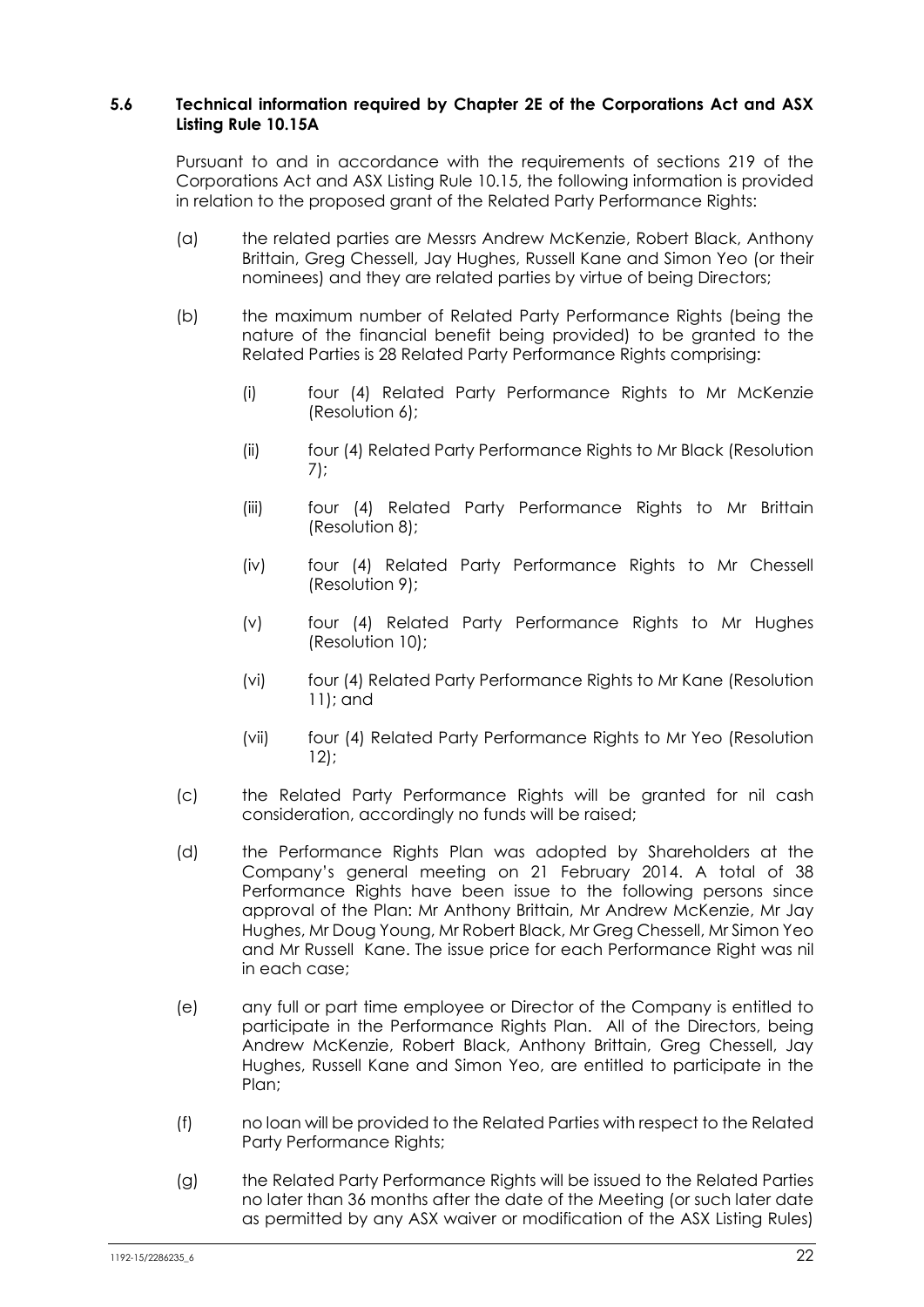### 5.6 Technical information required by Chapter 2E of the Corporations Act and ASX Listing Rule 10.15A

Pursuant to and in accordance with the requirements of sections 219 of the Corporations Act and ASX Listing Rule 10.15, the following information is provided in relation to the proposed grant of the Related Party Performance Rights:

(a) the related parties are Messrs Andrew McKenzie, Robert Black, Anthony Brittain, Greg Chessell, Jay Hughes, Russell Kane and Simon Yeo (or their nominees) and they are related parties by virtue of being Directors;

(b) the maximum number of Related Party Performance Rights (being the nature of the financial benefit being provided) to be granted to the Related Parties is 28 Related Party Performance Rights comprising:

(i) four (4) Related Party Performance Rights to Mr McKenzie (Resolution 6);

(ii) four (4) Related Party Performance Rights to Mr Black (Resolution 7);

(iii) four (4) Related Party Performance Rights to Mr Brittain (Resolution 8);

(iv) four (4) Related Party Performance Rights to Mr Chessell (Resolution 9);

(v) four (4) Related Party Performance Rights to Mr Hughes (Resolution 10);

(vi) four (4) Related Party Performance Rights to Mr Kane (Resolution 11); and

(vii) four (4) Related Party Performance Rights to Mr Yeo (Resolution 12);

(c) the Related Party Performance Rights will be granted for nil cash consideration, accordingly no funds will be raised;

(d) the Performance Rights Plan was adopted by Shareholders at the Company's general meeting on 21 February 2014. A total of 38 Performance Rights have been issue to the following persons since approval of the Plan: Mr Anthony Brittain, Mr Andrew McKenzie, Mr Jay Hughes, Mr Doug Young, Mr Robert Black, Mr Greg Chessell, Mr Simon Yeo and Mr Russell Kane. The issue price for each Performance Right was nil in each case;

(e) any full or part time employee or Director of the Company is entitled to participate in the Performance Rights Plan. All of the Directors, being Andrew McKenzie, Robert Black, Anthony Brittain, Greg Chessell, Jay Hughes, Russell Kane and Simon Yeo, are entitled to participate in the Plan;

(f) no loan will be provided to the Related Parties with respect to the Related Party Performance Rights;

(g) the Related Party Performance Rights will be issued to the Related Parties no later than 36 months after the date of the Meeting (or such later date as permitted by any ASX waiver or modification of the ASX Listing Rules)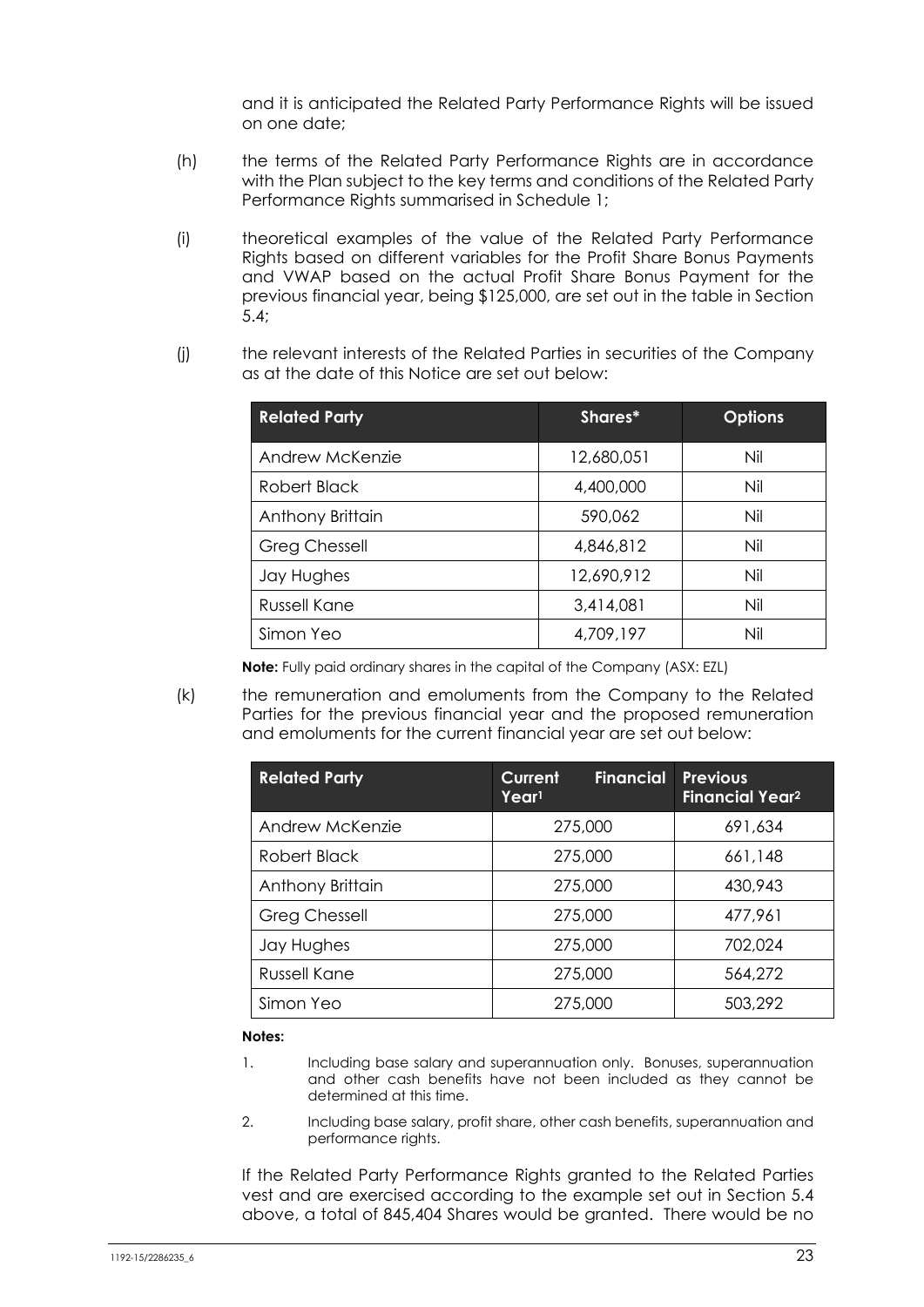and it is anticipated the Related Party Performance Rights will be issued on one date;

(h) the terms of the Related Party Performance Rights are in accordance with the Plan subject to the key terms and conditions of the Related Party Performance Rights summarised in Schedule 1;

(i) theoretical examples of the value of the Related Party Performance Rights based on different variables for the Profit Share Bonus Payments and VWAP based on the actual Profit Share Bonus Payment for the previous financial year, being $125,000, are set out in the table in Section 5.4;

(j) the relevant interests of the Related Parties in securities of the Company as at the date of this Notice are set out below:

| Related Party | Shares* | Options |
|---|---|---|
| Andrew McKenzie | 12,680,051 | Nil |
| Robert Black | 4,400,000 | Nil |
| Anthony Brittain | 590,062 | Nil |
| Greg Chessell | 4,846,812 | Nil |
| Jay Hughes | 12,690,912 | Nil |
| Russell Kane | 3,414,081 | Nil |
| Simon Yeo | 4,709,197 | Nil |

**Note:** Fully paid ordinary shares in the capital of the Company (ASX: EZL)

(k) the remuneration and emoluments from the Company to the Related Parties for the previous financial year and the proposed remuneration and emoluments for the current financial year are set out below:

| Related Party | Current Financial Year[1] | Previous Financial Year[2] |
|---|---|---|
| Andrew McKenzie | 275,000 | 691,634 |
| Robert Black | 275,000 | 661,148 |
| Anthony Brittain | 275,000 | 430,943 |
| Greg Chessell | 275,000 | 477,961 |
| Jay Hughes | 275,000 | 702,024 |
| Russell Kane | 275,000 | 564,272 |
| Simon Yeo | 275,000 | 503,292 |

**Notes:**

1. Including base salary and superannuation only. Bonuses, superannuation and other cash benefits have not been included as they cannot be determined at this time.
2. Including base salary, profit share, other cash benefits, superannuation and performance rights.

If the Related Party Performance Rights granted to the Related Parties vest and are exercised according to the example set out in Section 5.4 above, a total of 845,404 Shares would be granted. There would be no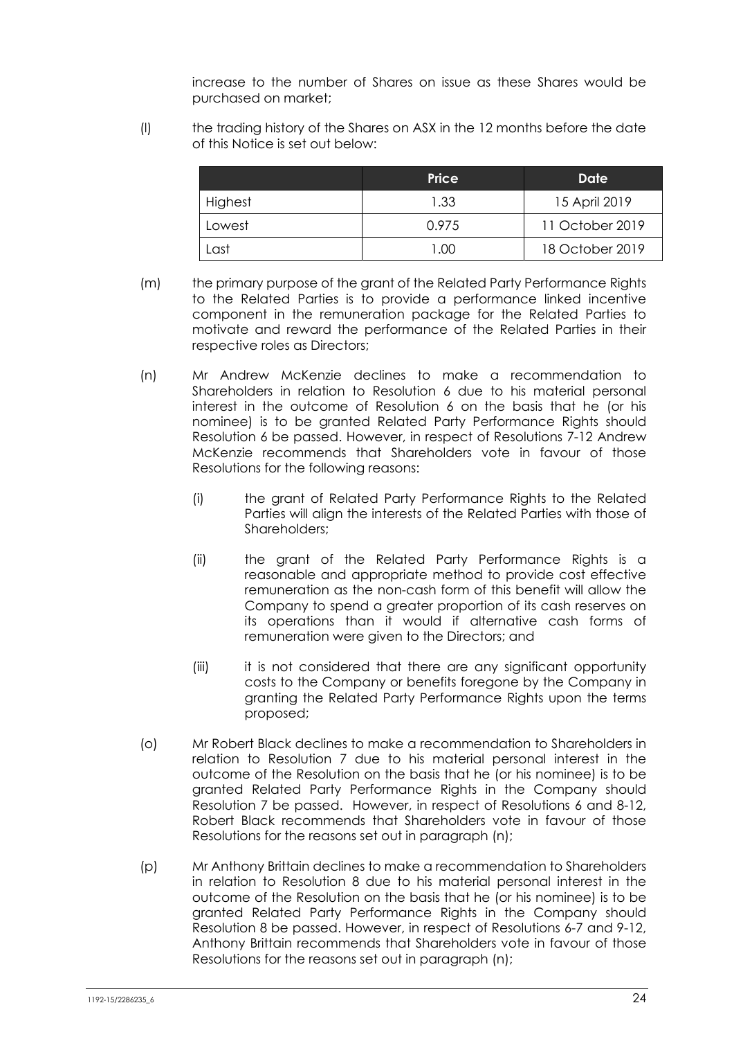increase to the number of Shares on issue as these Shares would be purchased on market;

(l) the trading history of the Shares on ASX in the 12 months before the date of this Notice is set out below:

| | Price | Date |
|---|---|---|
| Highest | 1.33 | 15 April 2019 |
| Lowest | 0.975 | 11 October 2019 |
| Last | 1.00 | 18 October 2019 |

(m) the primary purpose of the grant of the Related Party Performance Rights to the Related Parties is to provide a performance linked incentive component in the remuneration package for the Related Parties to motivate and reward the performance of the Related Parties in their respective roles as Directors;

(n) Mr Andrew McKenzie declines to make a recommendation to Shareholders in relation to Resolution 6 due to his material personal interest in the outcome of Resolution 6 on the basis that he (or his nominee) is to be granted Related Party Performance Rights should Resolution 6 be passed. However, in respect of Resolutions 7-12 Andrew McKenzie recommends that Shareholders vote in favour of those Resolutions for the following reasons:

  (i) the grant of Related Party Performance Rights to the Related Parties will align the interests of the Related Parties with those of Shareholders;

  (ii) the grant of the Related Party Performance Rights is a reasonable and appropriate method to provide cost effective remuneration as the non-cash form of this benefit will allow the Company to spend a greater proportion of its cash reserves on its operations than it would if alternative cash forms of remuneration were given to the Directors; and

  (iii) it is not considered that there are any significant opportunity costs to the Company or benefits foregone by the Company in granting the Related Party Performance Rights upon the terms proposed;

(o) Mr Robert Black declines to make a recommendation to Shareholders in relation to Resolution 7 due to his material personal interest in the outcome of the Resolution on the basis that he (or his nominee) is to be granted Related Party Performance Rights in the Company should Resolution 7 be passed. However, in respect of Resolutions 6 and 8-12, Robert Black recommends that Shareholders vote in favour of those Resolutions for the reasons set out in paragraph (n);

(p) Mr Anthony Brittain declines to make a recommendation to Shareholders in relation to Resolution 8 due to his material personal interest in the outcome of the Resolution on the basis that he (or his nominee) is to be granted Related Party Performance Rights in the Company should Resolution 8 be passed. However, in respect of Resolutions 6-7 and 9-12, Anthony Brittain recommends that Shareholders vote in favour of those Resolutions for the reasons set out in paragraph (n);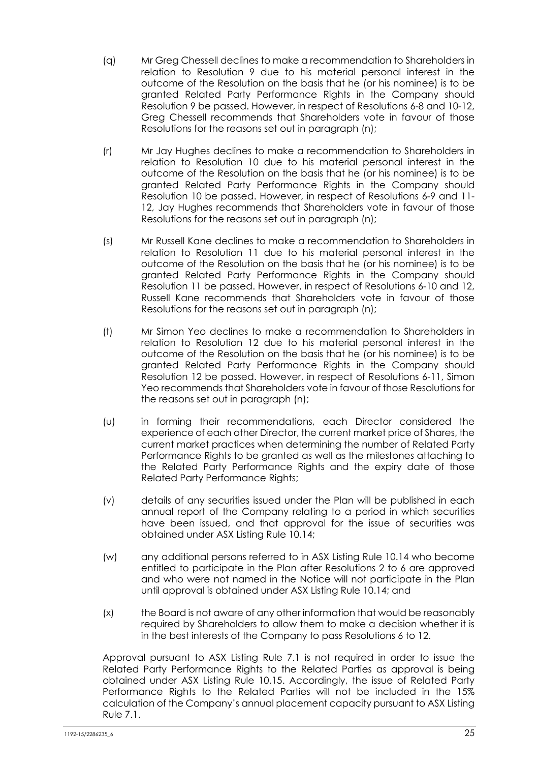(q) Mr Greg Chessell declines to make a recommendation to Shareholders in relation to Resolution 9 due to his material personal interest in the outcome of the Resolution on the basis that he (or his nominee) is to be granted Related Party Performance Rights in the Company should Resolution 9 be passed. However, in respect of Resolutions 6-8 and 10-12, Greg Chessell recommends that Shareholders vote in favour of those Resolutions for the reasons set out in paragraph (n);

(r) Mr Jay Hughes declines to make a recommendation to Shareholders in relation to Resolution 10 due to his material personal interest in the outcome of the Resolution on the basis that he (or his nominee) is to be granted Related Party Performance Rights in the Company should Resolution 10 be passed. However, in respect of Resolutions 6-9 and 11-12, Jay Hughes recommends that Shareholders vote in favour of those Resolutions for the reasons set out in paragraph (n);

(s) Mr Russell Kane declines to make a recommendation to Shareholders in relation to Resolution 11 due to his material personal interest in the outcome of the Resolution on the basis that he (or his nominee) is to be granted Related Party Performance Rights in the Company should Resolution 11 be passed. However, in respect of Resolutions 6-10 and 12, Russell Kane recommends that Shareholders vote in favour of those Resolutions for the reasons set out in paragraph (n);

(t) Mr Simon Yeo declines to make a recommendation to Shareholders in relation to Resolution 12 due to his material personal interest in the outcome of the Resolution on the basis that he (or his nominee) is to be granted Related Party Performance Rights in the Company should Resolution 12 be passed. However, in respect of Resolutions 6-11, Simon Yeo recommends that Shareholders vote in favour of those Resolutions for the reasons set out in paragraph (n);

(u) in forming their recommendations, each Director considered the experience of each other Director, the current market price of Shares, the current market practices when determining the number of Related Party Performance Rights to be granted as well as the milestones attaching to the Related Party Performance Rights and the expiry date of those Related Party Performance Rights;

(v) details of any securities issued under the Plan will be published in each annual report of the Company relating to a period in which securities have been issued, and that approval for the issue of securities was obtained under ASX Listing Rule 10.14;

(w) any additional persons referred to in ASX Listing Rule 10.14 who become entitled to participate in the Plan after Resolutions 2 to 6 are approved and who were not named in the Notice will not participate in the Plan until approval is obtained under ASX Listing Rule 10.14; and

(x) the Board is not aware of any other information that would be reasonably required by Shareholders to allow them to make a decision whether it is in the best interests of the Company to pass Resolutions 6 to 12.

Approval pursuant to ASX Listing Rule 7.1 is not required in order to issue the Related Party Performance Rights to the Related Parties as approval is being obtained under ASX Listing Rule 10.15. Accordingly, the issue of Related Party Performance Rights to the Related Parties will not be included in the 15% calculation of the Company's annual placement capacity pursuant to ASX Listing Rule 7.1.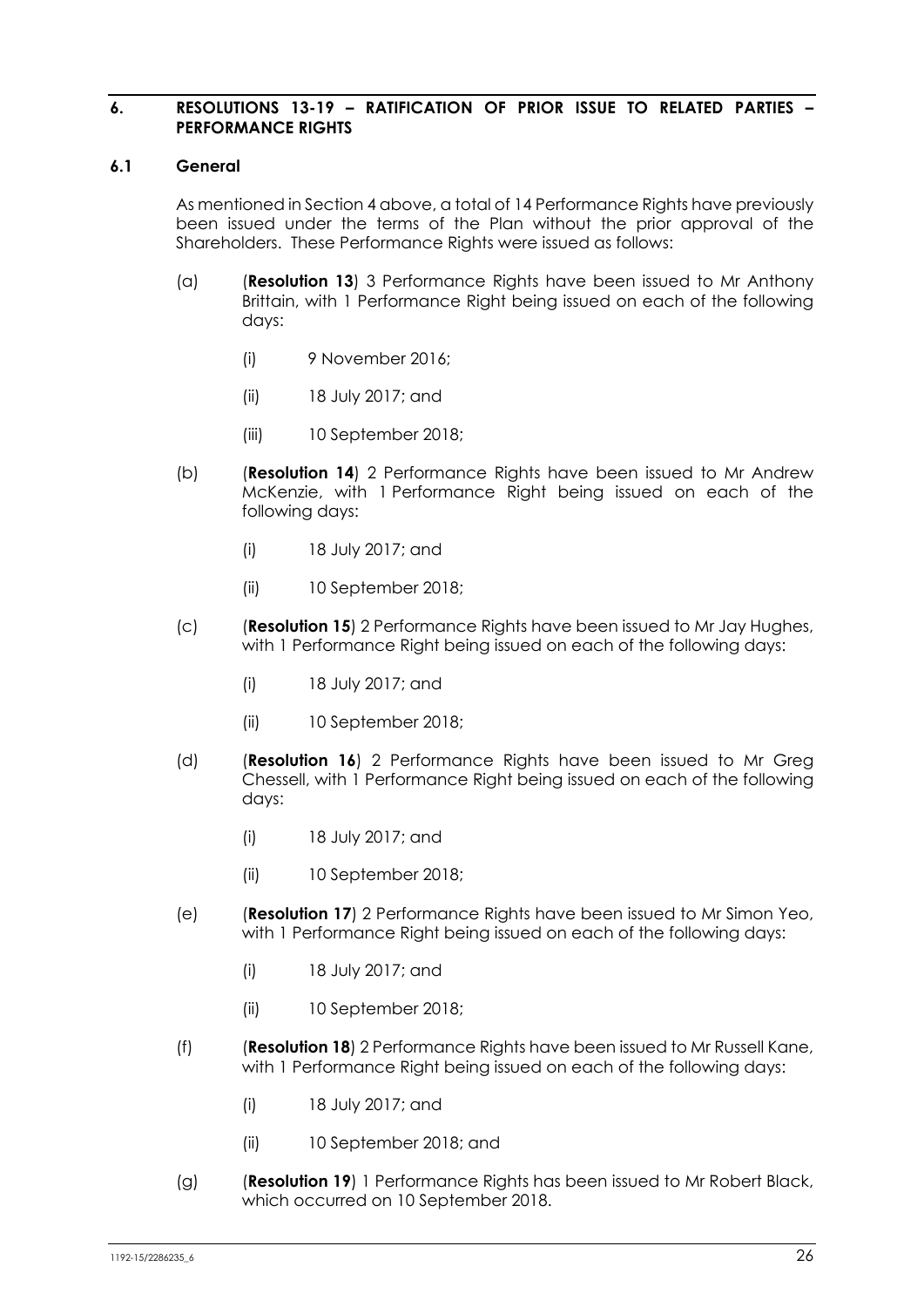## 6. RESOLUTIONS 13-19 – RATIFICATION OF PRIOR ISSUE TO RELATED PARTIES – PERFORMANCE RIGHTS

### 6.1 General

As mentioned in Section 4 above, a total of 14 Performance Rights have previously been issued under the terms of the Plan without the prior approval of the Shareholders. These Performance Rights were issued as follows:

(a) (**Resolution 13**) 3 Performance Rights have been issued to Mr Anthony Brittain, with 1 Performance Right being issued on each of the following days:

 (i) 9 November 2016;

 (ii) 18 July 2017; and

 (iii) 10 September 2018;

(b) (**Resolution 14**) 2 Performance Rights have been issued to Mr Andrew McKenzie, with 1 Performance Right being issued on each of the following days:

 (i) 18 July 2017; and

 (ii) 10 September 2018;

(c) (**Resolution 15**) 2 Performance Rights have been issued to Mr Jay Hughes, with 1 Performance Right being issued on each of the following days:

 (i) 18 July 2017; and

 (ii) 10 September 2018;

(d) (**Resolution 16**) 2 Performance Rights have been issued to Mr Greg Chessell, with 1 Performance Right being issued on each of the following days:

 (i) 18 July 2017; and

 (ii) 10 September 2018;

(e) (**Resolution 17**) 2 Performance Rights have been issued to Mr Simon Yeo, with 1 Performance Right being issued on each of the following days:

 (i) 18 July 2017; and

 (ii) 10 September 2018;

(f) (**Resolution 18**) 2 Performance Rights have been issued to Mr Russell Kane, with 1 Performance Right being issued on each of the following days:

 (i) 18 July 2017; and

 (ii) 10 September 2018; and

(g) (**Resolution 19**) 1 Performance Rights has been issued to Mr Robert Black, which occurred on 10 September 2018.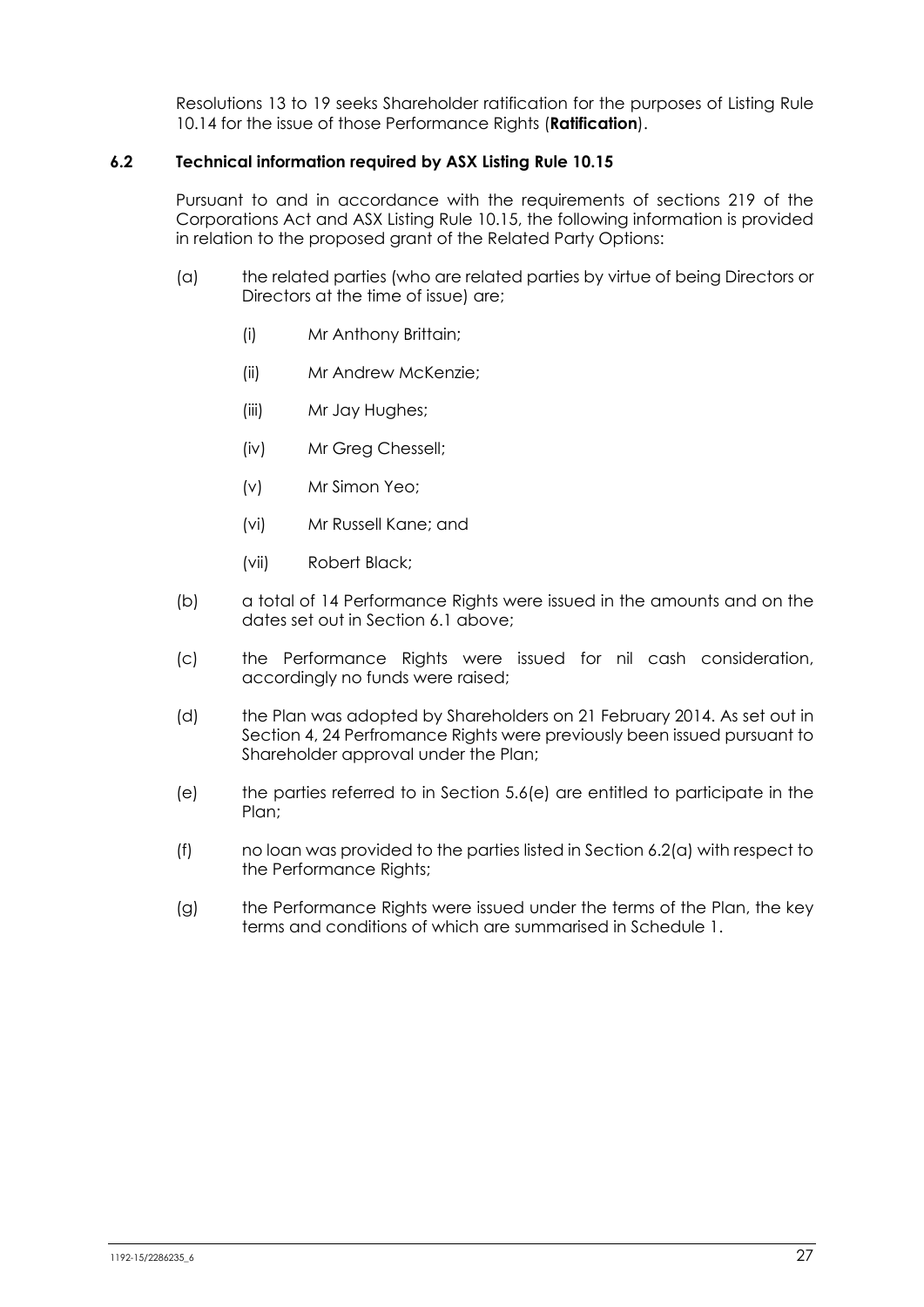Resolutions 13 to 19 seeks Shareholder ratification for the purposes of Listing Rule 10.14 for the issue of those Performance Rights (**Ratification**).

### 6.2 Technical information required by ASX Listing Rule 10.15

Pursuant to and in accordance with the requirements of sections 219 of the Corporations Act and ASX Listing Rule 10.15, the following information is provided in relation to the proposed grant of the Related Party Options:

(a) the related parties (who are related parties by virtue of being Directors or Directors at the time of issue) are;

   (i) Mr Anthony Brittain;

   (ii) Mr Andrew McKenzie;

   (iii) Mr Jay Hughes;

   (iv) Mr Greg Chessell;

   (v) Mr Simon Yeo;

   (vi) Mr Russell Kane; and

   (vii) Robert Black;

(b) a total of 14 Performance Rights were issued in the amounts and on the dates set out in Section 6.1 above;

(c) the Performance Rights were issued for nil cash consideration, accordingly no funds were raised;

(d) the Plan was adopted by Shareholders on 21 February 2014. As set out in Section 4, 24 Perfromance Rights were previously been issued pursuant to Shareholder approval under the Plan;

(e) the parties referred to in Section 5.6(e) are entitled to participate in the Plan;

(f) no loan was provided to the parties listed in Section 6.2(a) with respect to the Performance Rights;

(g) the Performance Rights were issued under the terms of the Plan, the key terms and conditions of which are summarised in Schedule 1.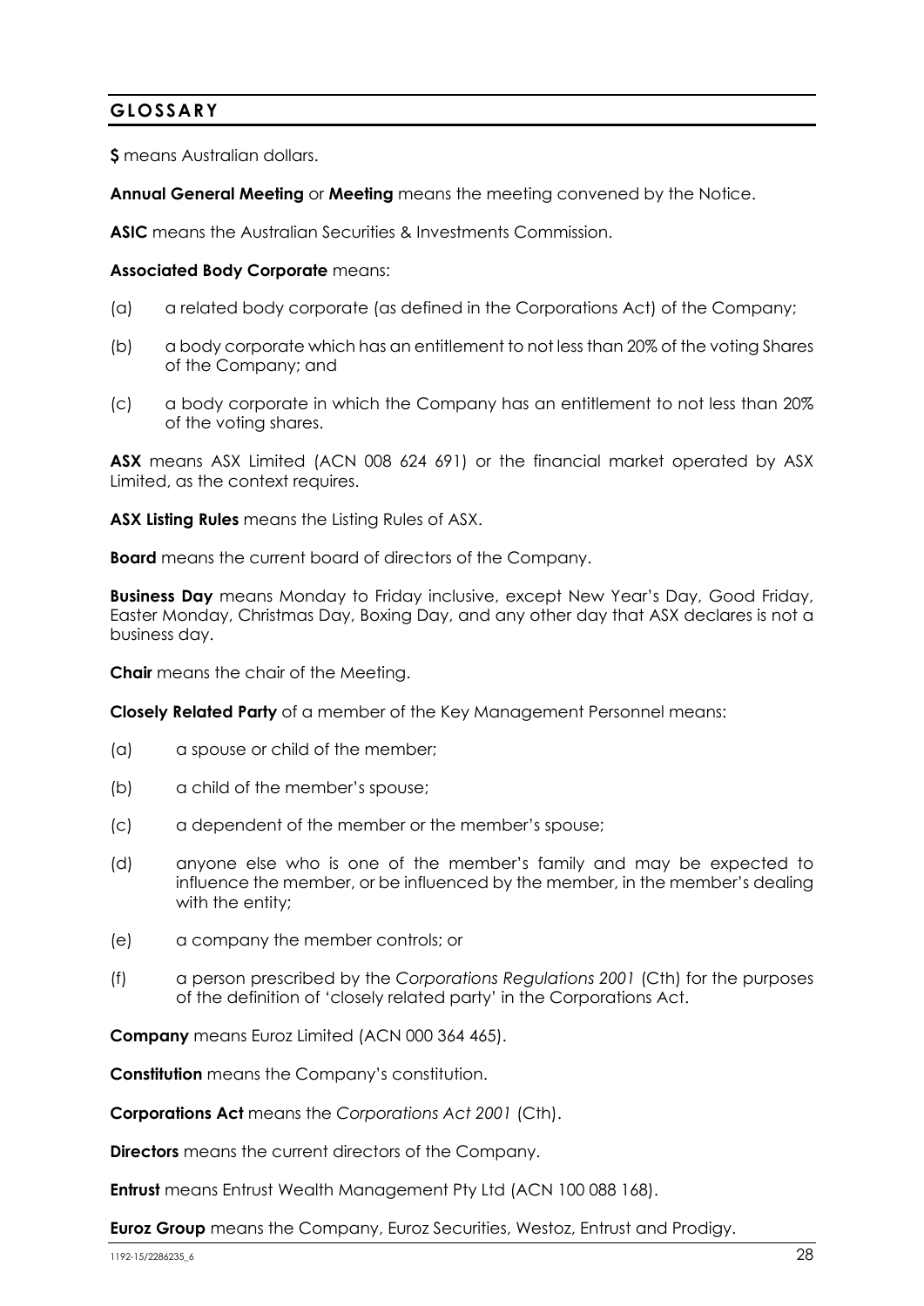## GLOSSARY

**$** means Australian dollars.

**Annual General Meeting** or **Meeting** means the meeting convened by the Notice.

**ASIC** means the Australian Securities & Investments Commission.

**Associated Body Corporate** means:

(a) a related body corporate (as defined in the Corporations Act) of the Company;

(b) a body corporate which has an entitlement to not less than 20% of the voting Shares of the Company; and

(c) a body corporate in which the Company has an entitlement to not less than 20% of the voting shares.

**ASX** means ASX Limited (ACN 008 624 691) or the financial market operated by ASX Limited, as the context requires.

**ASX Listing Rules** means the Listing Rules of ASX.

**Board** means the current board of directors of the Company.

**Business Day** means Monday to Friday inclusive, except New Year's Day, Good Friday, Easter Monday, Christmas Day, Boxing Day, and any other day that ASX declares is not a business day.

**Chair** means the chair of the Meeting.

**Closely Related Party** of a member of the Key Management Personnel means:

(a) a spouse or child of the member;

(b) a child of the member's spouse;

(c) a dependent of the member or the member's spouse;

(d) anyone else who is one of the member's family and may be expected to influence the member, or be influenced by the member, in the member's dealing with the entity;

(e) a company the member controls; or

(f) a person prescribed by the *Corporations Regulations 2001* (Cth) for the purposes of the definition of 'closely related party' in the Corporations Act.

**Company** means Euroz Limited (ACN 000 364 465).

**Constitution** means the Company's constitution.

**Corporations Act** means the *Corporations Act 2001* (Cth).

**Directors** means the current directors of the Company.

**Entrust** means Entrust Wealth Management Pty Ltd (ACN 100 088 168).

**Euroz Group** means the Company, Euroz Securities, Westoz, Entrust and Prodigy.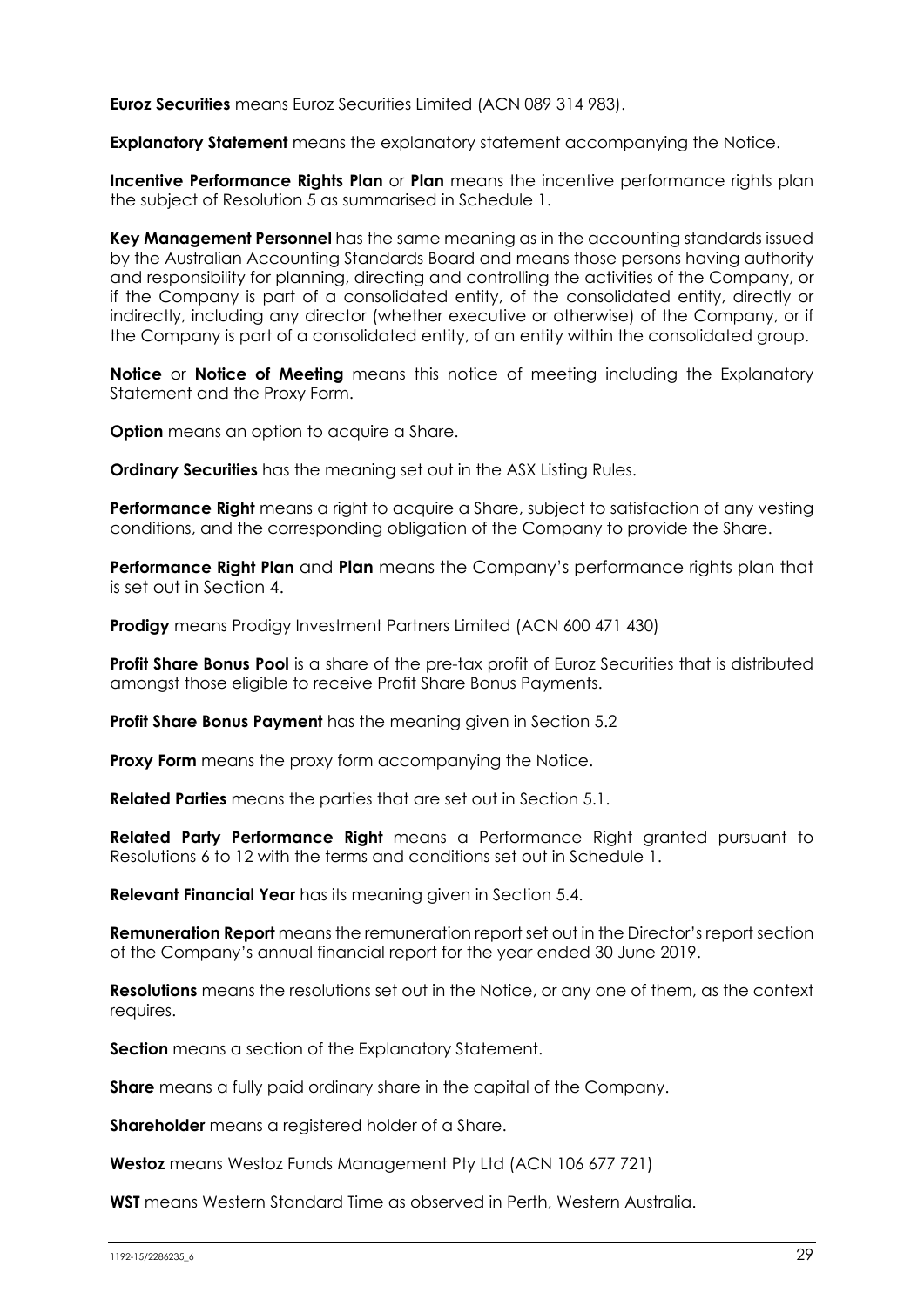**Euroz Securities** means Euroz Securities Limited (ACN 089 314 983).

**Explanatory Statement** means the explanatory statement accompanying the Notice.

**Incentive Performance Rights Plan** or **Plan** means the incentive performance rights plan the subject of Resolution 5 as summarised in Schedule 1.

**Key Management Personnel** has the same meaning as in the accounting standards issued by the Australian Accounting Standards Board and means those persons having authority and responsibility for planning, directing and controlling the activities of the Company, or if the Company is part of a consolidated entity, of the consolidated entity, directly or indirectly, including any director (whether executive or otherwise) of the Company, or if the Company is part of a consolidated entity, of an entity within the consolidated group.

**Notice** or **Notice of Meeting** means this notice of meeting including the Explanatory Statement and the Proxy Form.

**Option** means an option to acquire a Share.

**Ordinary Securities** has the meaning set out in the ASX Listing Rules.

**Performance Right** means a right to acquire a Share, subject to satisfaction of any vesting conditions, and the corresponding obligation of the Company to provide the Share.

**Performance Right Plan** and **Plan** means the Company's performance rights plan that is set out in Section 4.

**Prodigy** means Prodigy Investment Partners Limited (ACN 600 471 430)

**Profit Share Bonus Pool** is a share of the pre-tax profit of Euroz Securities that is distributed amongst those eligible to receive Profit Share Bonus Payments.

**Profit Share Bonus Payment** has the meaning given in Section 5.2

**Proxy Form** means the proxy form accompanying the Notice.

**Related Parties** means the parties that are set out in Section 5.1.

**Related Party Performance Right** means a Performance Right granted pursuant to Resolutions 6 to 12 with the terms and conditions set out in Schedule 1.

**Relevant Financial Year** has its meaning given in Section 5.4.

**Remuneration Report** means the remuneration report set out in the Director's report section of the Company's annual financial report for the year ended 30 June 2019.

**Resolutions** means the resolutions set out in the Notice, or any one of them, as the context requires.

**Section** means a section of the Explanatory Statement.

**Share** means a fully paid ordinary share in the capital of the Company.

**Shareholder** means a registered holder of a Share.

**Westoz** means Westoz Funds Management Pty Ltd (ACN 106 677 721)

**WST** means Western Standard Time as observed in Perth, Western Australia.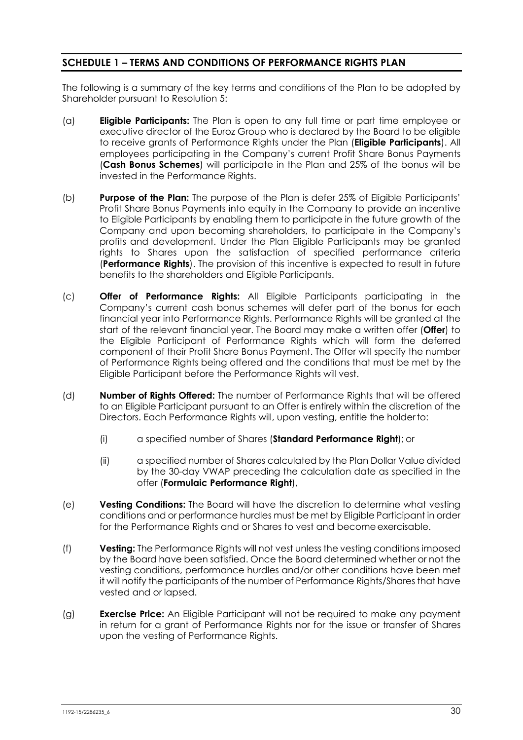## SCHEDULE 1 – TERMS AND CONDITIONS OF PERFORMANCE RIGHTS PLAN

The following is a summary of the key terms and conditions of the Plan to be adopted by Shareholder pursuant to Resolution 5:

(a) **Eligible Participants:** The Plan is open to any full time or part time employee or executive director of the Euroz Group who is declared by the Board to be eligible to receive grants of Performance Rights under the Plan (**Eligible Participants**). All employees participating in the Company's current Profit Share Bonus Payments (**Cash Bonus Schemes**) will participate in the Plan and 25% of the bonus will be invested in the Performance Rights.

(b) **Purpose of the Plan:** The purpose of the Plan is defer 25% of Eligible Participants' Profit Share Bonus Payments into equity in the Company to provide an incentive to Eligible Participants by enabling them to participate in the future growth of the Company and upon becoming shareholders, to participate in the Company's profits and development. Under the Plan Eligible Participants may be granted rights to Shares upon the satisfaction of specified performance criteria (**Performance Rights**). The provision of this incentive is expected to result in future benefits to the shareholders and Eligible Participants.

(c) **Offer of Performance Rights:** All Eligible Participants participating in the Company's current cash bonus schemes will defer part of the bonus for each financial year into Performance Rights. Performance Rights will be granted at the start of the relevant financial year. The Board may make a written offer (**Offer**) to the Eligible Participant of Performance Rights which will form the deferred component of their Profit Share Bonus Payment. The Offer will specify the number of Performance Rights being offered and the conditions that must be met by the Eligible Participant before the Performance Rights will vest.

(d) **Number of Rights Offered:** The number of Performance Rights that will be offered to an Eligible Participant pursuant to an Offer is entirely within the discretion of the Directors. Each Performance Rights will, upon vesting, entitle the holder to:

   (i) a specified number of Shares (**Standard Performance Right**); or

   (ii) a specified number of Shares calculated by the Plan Dollar Value divided by the 30-day VWAP preceding the calculation date as specified in the offer (**Formulaic Performance Right**),

(e) **Vesting Conditions:** The Board will have the discretion to determine what vesting conditions and or performance hurdles must be met by Eligible Participant in order for the Performance Rights and or Shares to vest and become exercisable.

(f) **Vesting:** The Performance Rights will not vest unless the vesting conditions imposed by the Board have been satisfied. Once the Board determined whether or not the vesting conditions, performance hurdles and/or other conditions have been met it will notify the participants of the number of Performance Rights/Shares that have vested and or lapsed.

(g) **Exercise Price:** An Eligible Participant will not be required to make any payment in return for a grant of Performance Rights nor for the issue or transfer of Shares upon the vesting of Performance Rights.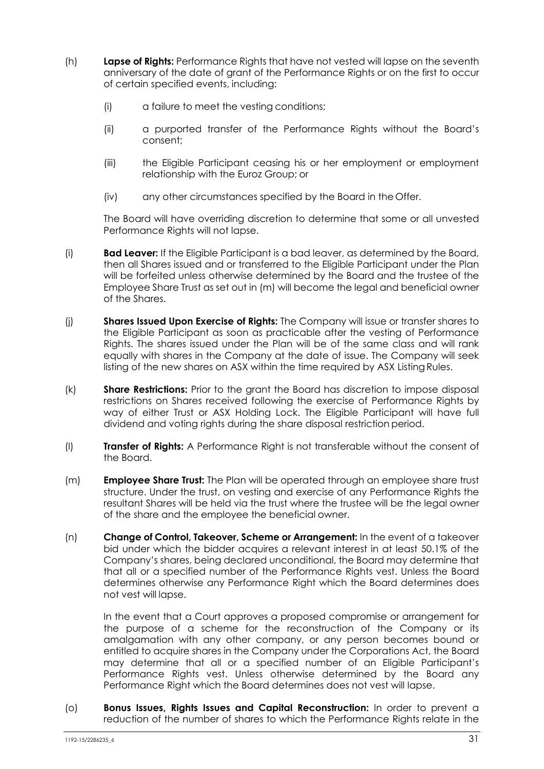(h) **Lapse of Rights:** Performance Rights that have not vested will lapse on the seventh anniversary of the date of grant of the Performance Rights or on the first to occur of certain specified events, including:

   (i) a failure to meet the vesting conditions;

   (ii) a purported transfer of the Performance Rights without the Board's consent;

   (iii) the Eligible Participant ceasing his or her employment or employment relationship with the Euroz Group; or

   (iv) any other circumstances specified by the Board in the Offer.

   The Board will have overriding discretion to determine that some or all unvested Performance Rights will not lapse.

(i) **Bad Leaver:** If the Eligible Participant is a bad leaver, as determined by the Board, then all Shares issued and or transferred to the Eligible Participant under the Plan will be forfeited unless otherwise determined by the Board and the trustee of the Employee Share Trust as set out in (m) will become the legal and beneficial owner of the Shares.

(j) **Shares Issued Upon Exercise of Rights:** The Company will issue or transfer shares to the Eligible Participant as soon as practicable after the vesting of Performance Rights. The shares issued under the Plan will be of the same class and will rank equally with shares in the Company at the date of issue. The Company will seek listing of the new shares on ASX within the time required by ASX Listing Rules.

(k) **Share Restrictions:** Prior to the grant the Board has discretion to impose disposal restrictions on Shares received following the exercise of Performance Rights by way of either Trust or ASX Holding Lock. The Eligible Participant will have full dividend and voting rights during the share disposal restriction period.

(l) **Transfer of Rights:** A Performance Right is not transferable without the consent of the Board.

(m) **Employee Share Trust:** The Plan will be operated through an employee share trust structure. Under the trust, on vesting and exercise of any Performance Rights the resultant Shares will be held via the trust where the trustee will be the legal owner of the share and the employee the beneficial owner.

(n) **Change of Control, Takeover, Scheme or Arrangement:** In the event of a takeover bid under which the bidder acquires a relevant interest in at least 50.1% of the Company's shares, being declared unconditional, the Board may determine that that all or a specified number of the Performance Rights vest. Unless the Board determines otherwise any Performance Right which the Board determines does not vest will lapse.

   In the event that a Court approves a proposed compromise or arrangement for the purpose of a scheme for the reconstruction of the Company or its amalgamation with any other company, or any person becomes bound or entitled to acquire shares in the Company under the Corporations Act, the Board may determine that all or a specified number of an Eligible Participant's Performance Rights vest. Unless otherwise determined by the Board any Performance Right which the Board determines does not vest will lapse.

(o) **Bonus Issues, Rights Issues and Capital Reconstruction:** In order to prevent a reduction of the number of shares to which the Performance Rights relate in the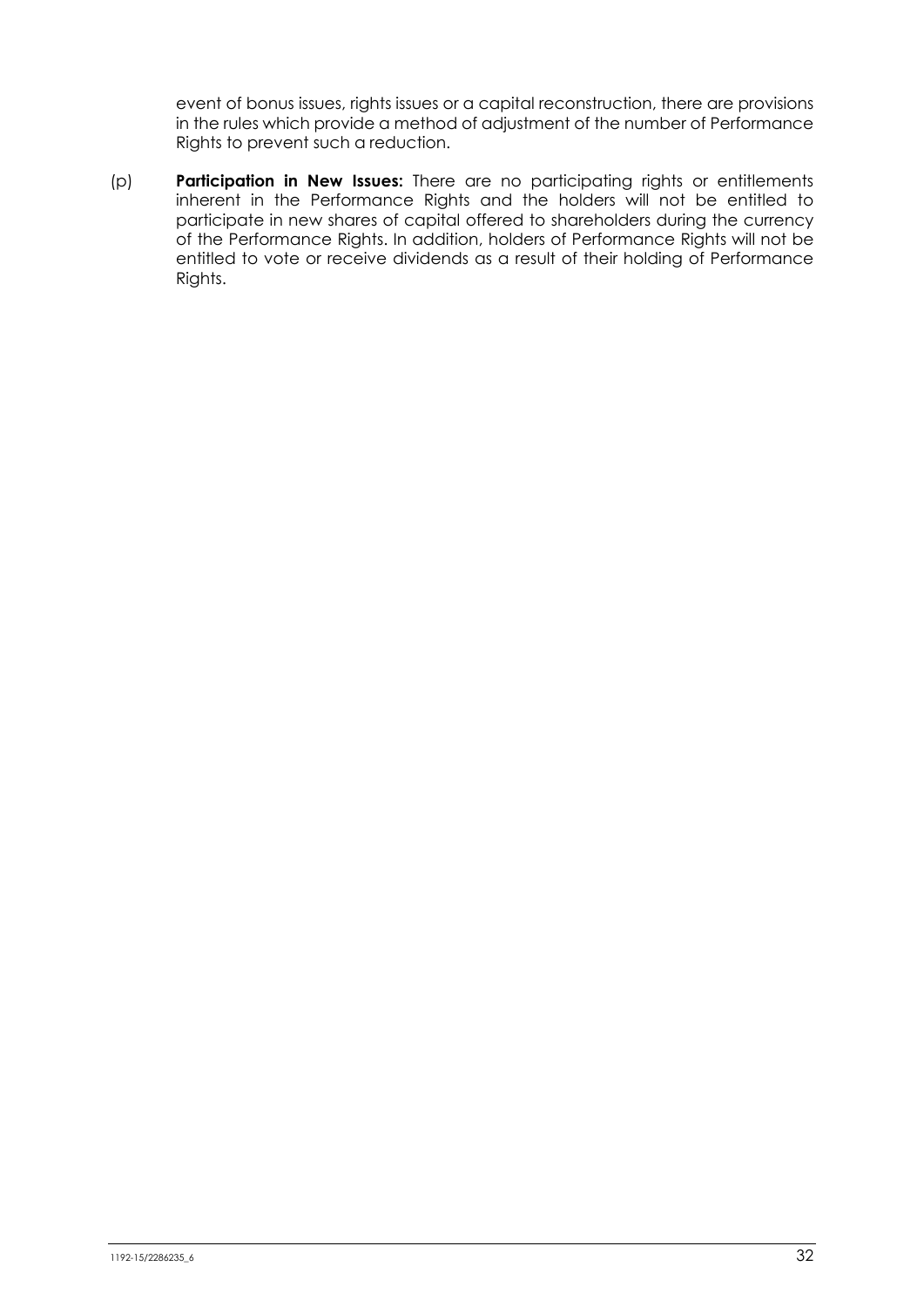event of bonus issues, rights issues or a capital reconstruction, there are provisions in the rules which provide a method of adjustment of the number of Performance Rights to prevent such a reduction.

(p) **Participation in New Issues:** There are no participating rights or entitlements inherent in the Performance Rights and the holders will not be entitled to participate in new shares of capital offered to shareholders during the currency of the Performance Rights. In addition, holders of Performance Rights will not be entitled to vote or receive dividends as a result of their holding of Performance Rights.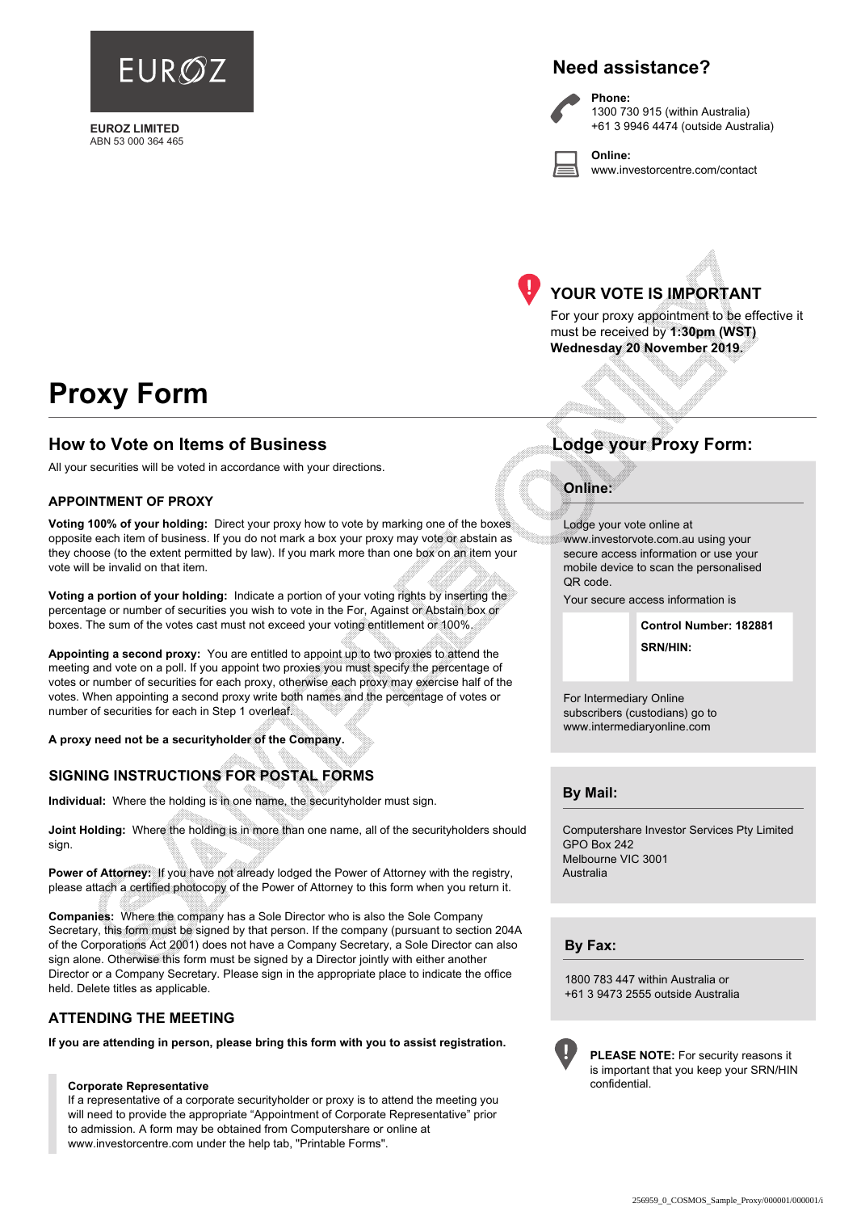EUROZ

**EUROZ LIMITED**
ABN 53 000 364 465

## Need assistance?

**Phone:**
1300 730 915 (within Australia)
+61 3 9946 4474 (outside Australia)

**Online:**
www.investorcentre.com/contact

### YOUR VOTE IS IMPORTANT

For your proxy appointment to be effective it must be received by **1:30pm (WST) Wednesday 20 November 2019.**

# Proxy Form

## How to Vote on Items of Business

All your securities will be voted in accordance with your directions.

### APPOINTMENT OF PROXY

**Voting 100% of your holding:** Direct your proxy how to vote by marking one of the boxes opposite each item of business. If you do not mark a box your proxy may vote or abstain as they choose (to the extent permitted by law). If you mark more than one box on an item your vote will be invalid on that item.

**Voting a portion of your holding:** Indicate a portion of your voting rights by inserting the percentage or number of securities you wish to vote in the For, Against or Abstain box or boxes. The sum of the votes cast must not exceed your voting entitlement or 100%.

**Appointing a second proxy:** You are entitled to appoint up to two proxies to attend the meeting and vote on a poll. If you appoint two proxies you must specify the percentage of votes or number of securities for each proxy, otherwise each proxy may exercise half of the votes. When appointing a second proxy write both names and the percentage of votes or number of securities for each in Step 1 overleaf.

**A proxy need not be a securityholder of the Company.**

### SIGNING INSTRUCTIONS FOR POSTAL FORMS

**Individual:** Where the holding is in one name, the securityholder must sign.

**Joint Holding:** Where the holding is in more than one name, all of the securityholders should sign.

**Power of Attorney:** If you have not already lodged the Power of Attorney with the registry, please attach a certified photocopy of the Power of Attorney to this form when you return it.

**Companies:** Where the company has a Sole Director who is also the Sole Company Secretary, this form must be signed by that person. If the company (pursuant to section 204A of the Corporations Act 2001) does not have a Company Secretary, a Sole Director can also sign alone. Otherwise this form must be signed by a Director jointly with either another Director or a Company Secretary. Please sign in the appropriate place to indicate the office held. Delete titles as applicable.

### ATTENDING THE MEETING

**If you are attending in person, please bring this form with you to assist registration.**

**Corporate Representative**
If a representative of a corporate securityholder or proxy is to attend the meeting you will need to provide the appropriate "Appointment of Corporate Representative" prior to admission. A form may be obtained from Computershare or online at www.investorcentre.com under the help tab, "Printable Forms".

## Lodge your Proxy Form:

### Online:

Lodge your vote online at www.investorvote.com.au using your secure access information or use your mobile device to scan the personalised QR code.

Your secure access information is

**Control Number: 182881**

**SRN/HIN:**

For Intermediary Online subscribers (custodians) go to www.intermediaryonline.com

### By Mail:

Computershare Investor Services Pty Limited
GPO Box 242
Melbourne VIC 3001
Australia

### By Fax:

1800 783 447 within Australia or
+61 3 9473 2555 outside Australia

**PLEASE NOTE:** For security reasons it is important that you keep your SRN/HIN confidential.

256959_0_COSMOS_Sample_Proxy/000001/000001/i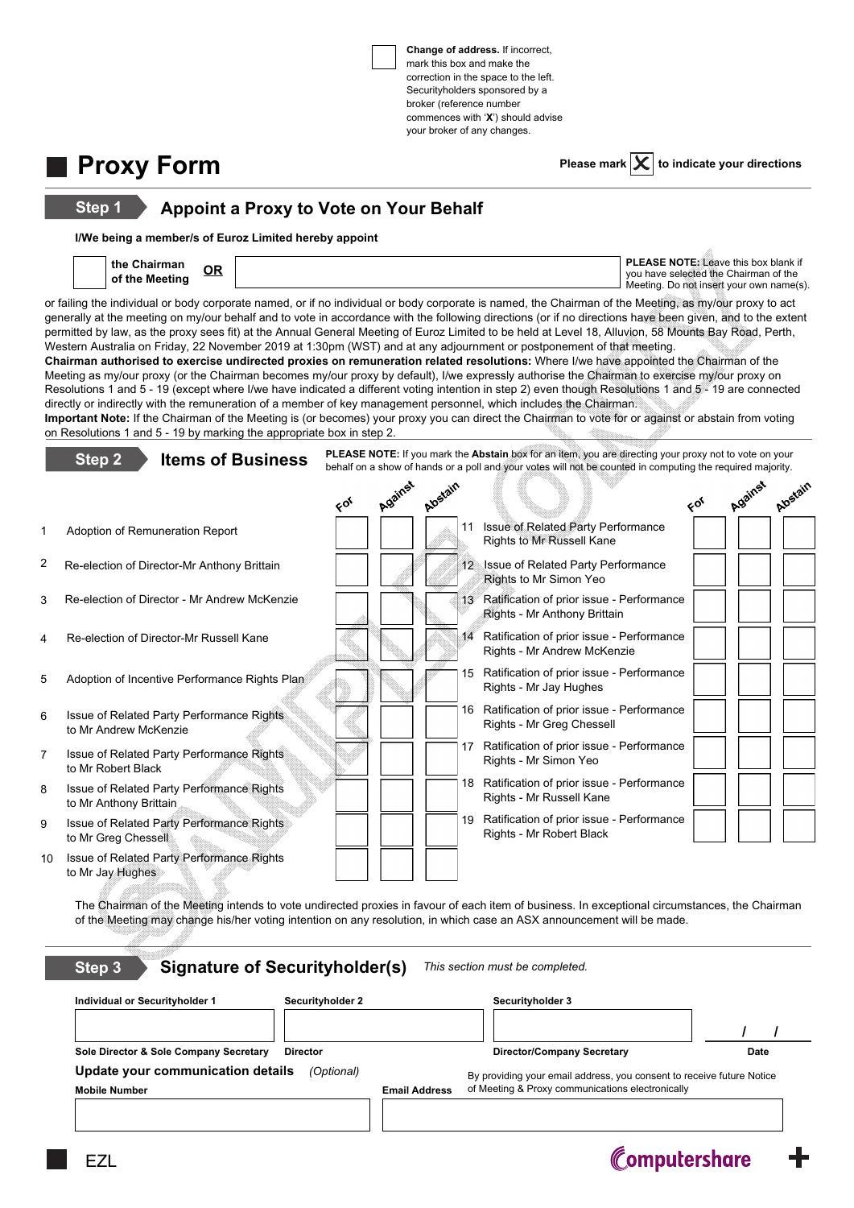Change of address. If incorrect, mark this box and make the correction in the space to the left. Securityholders sponsored by a broker (reference number commences with 'X') should advise your broker of any changes.

# Proxy Form

Please mark ☒ to indicate your directions

## Step 1 Appoint a Proxy to Vote on Your Behalf

**I/We being a member/s of Euroz Limited hereby appoint**

☐ the Chairman of the Meeting **OR** ______________________

**PLEASE NOTE:** Leave this box blank if you have selected the Chairman of the Meeting. Do not insert your own name(s).

or failing the individual or body corporate named, or if no individual or body corporate is named, the Chairman of the Meeting, as my/our proxy to act generally at the meeting on my/our behalf and to vote in accordance with the following directions (or if no directions have been given, and to the extent permitted by law, as the proxy sees fit) at the Annual General Meeting of Euroz Limited to be held at Level 18, Alluvion, 58 Mounts Bay Road, Perth, Western Australia on Friday, 22 November 2019 at 1:30pm (WST) and at any adjournment or postponement of that meeting.

**Chairman authorised to exercise undirected proxies on remuneration related resolutions:** Where I/we have appointed the Chairman of the Meeting as my/our proxy (or the Chairman becomes my/our proxy by default), I/we expressly authorise the Chairman to exercise my/our proxy on Resolutions 1 and 5 - 19 (except where I/we have indicated a different voting intention in step 2) even though Resolutions 1 and 5 - 19 are connected directly or indirectly with the remuneration of a member of key management personnel, which includes the Chairman.

**Important Note:** If the Chairman of the Meeting is (or becomes) your proxy you can direct the Chairman to vote for or against or abstain from voting on Resolutions 1 and 5 - 19 by marking the appropriate box in step 2.

## Step 2 Items of Business

**PLEASE NOTE:** If you mark the **Abstain** box for an item, you are directing your proxy not to vote on your behalf on a show of hands or a poll and your votes will not be counted in computing the required majority.

| | Item | For | Against | Abstain |
|---|---|---|---|---|
| 1 | Adoption of Remuneration Report | ☐ | ☐ | ☐ |
| 2 | Re-election of Director-Mr Anthony Brittain | ☐ | ☐ | ☐ |
| 3 | Re-election of Director - Mr Andrew McKenzie | ☐ | ☐ | ☐ |
| 4 | Re-election of Director-Mr Russell Kane | ☐ | ☐ | ☐ |
| 5 | Adoption of Incentive Performance Rights Plan | ☐ | ☐ | ☐ |
| 6 | Issue of Related Party Performance Rights to Mr Andrew McKenzie | ☐ | ☐ | ☐ |
| 7 | Issue of Related Party Performance Rights to Mr Robert Black | ☐ | ☐ | ☐ |
| 8 | Issue of Related Party Performance Rights to Mr Anthony Brittain | ☐ | ☐ | ☐ |
| 9 | Issue of Related Party Performance Rights to Mr Greg Chessell | ☐ | ☐ | ☐ |
| 10 | Issue of Related Party Performance Rights to Mr Jay Hughes | ☐ | ☐ | ☐ |
| 11 | Issue of Related Party Performance Rights to Mr Russell Kane | ☐ | ☐ | ☐ |
| 12 | Issue of Related Party Performance Rights to Mr Simon Yeo | ☐ | ☐ | ☐ |
| 13 | Ratification of prior issue - Performance Rights - Mr Anthony Brittain | ☐ | ☐ | ☐ |
| 14 | Ratification of prior issue - Performance Rights - Mr Andrew McKenzie | ☐ | ☐ | ☐ |
| 15 | Ratification of prior issue - Performance Rights - Mr Jay Hughes | ☐ | ☐ | ☐ |
| 16 | Ratification of prior issue - Performance Rights - Mr Greg Chessell | ☐ | ☐ | ☐ |
| 17 | Ratification of prior issue - Performance Rights - Mr Simon Yeo | ☐ | ☐ | ☐ |
| 18 | Ratification of prior issue - Performance Rights - Mr Russell Kane | ☐ | ☐ | ☐ |
| 19 | Ratification of prior issue - Performance Rights - Mr Robert Black | ☐ | ☐ | ☐ |

The Chairman of the Meeting intends to vote undirected proxies in favour of each item of business. In exceptional circumstances, the Chairman of the Meeting may change his/her voting intention on any resolution, in which case an ASX announcement will be made.

## Step 3 Signature of Securityholder(s)

*This section must be completed.*

| Individual or Securityholder 1 | Securityholder 2 | Securityholder 3 | |
|---|---|---|---|
| | | | / / |
| Sole Director & Sole Company Secretary | Director | Director/Company Secretary | Date |

**Update your communication details** *(Optional)*

By providing your email address, you consent to receive future Notice of Meeting & Proxy communications electronically

| Mobile Number | Email Address |
|---|---|
| | |

EZL

Computershare